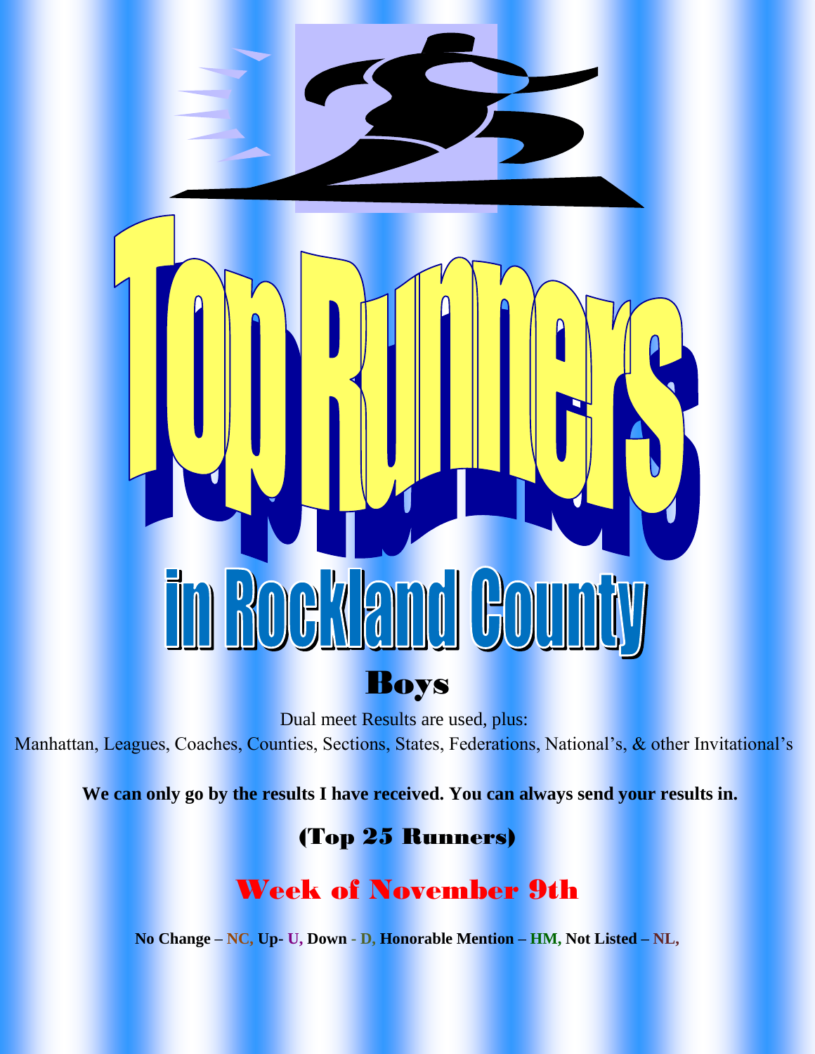# Top Runners

## in Rockland County

### Boys

Dual meet Results are used, plus:
Manhattan, Leagues, Coaches, Counties, Sections, States, Federations, National's, & other Invitational's

**We can only go by the results I have received. You can always send your results in.**

**(Top 25 Runners)**

## Week of November 9th

**No Change – NC, Up- U, Down - D, Honorable Mention – HM, Not Listed – NL,**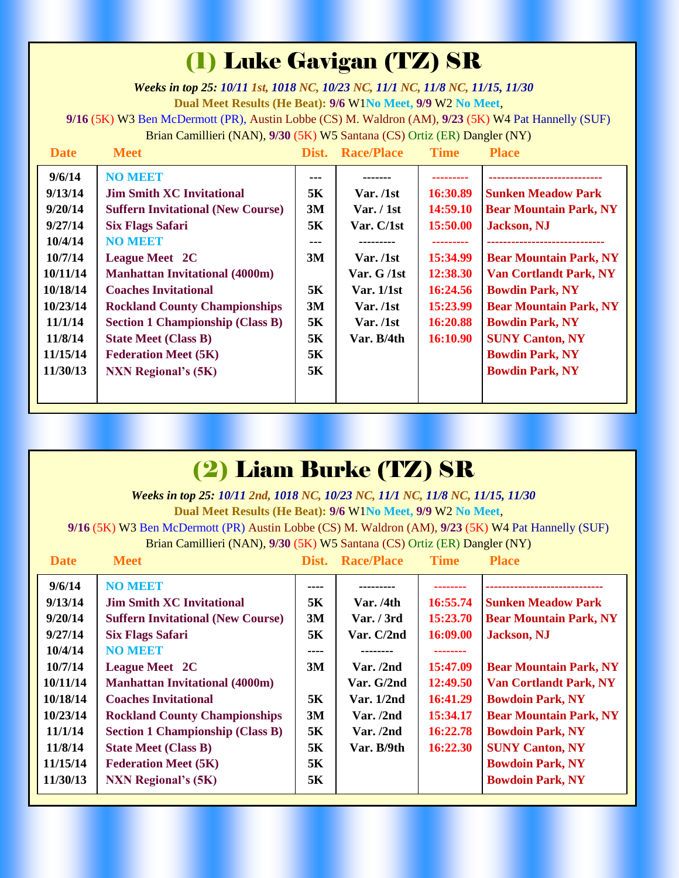# (1) Luke Gavigan (TZ) SR

***Weeks in top 25:** 10/11 1st, 1018 NC, 10/23 NC, 11/1 NC, 11/8 NC, 11/15, 11/30*

**Dual Meet Results (He Beat): 9/6** W1No Meet, **9/9** W2 No Meet,

**9/16** (5K) W3 Ben McDermott (PR), Austin Lobbe (CS) M. Waldron (AM), **9/23** (5K) W4 Pat Hannelly (SUF) Brian Camillieri (NAN), **9/30** (5K) W5 Santana (CS) Ortiz (ER) Dangler (NY)

| Date | Meet | Dist. | Race/Place | Time | Place |
|---|---|---|---|---|---|
| 9/6/14 | NO MEET | --- | -------- | --------- | ---------------------------- |
| 9/13/14 | Jim Smith XC Invitational | 5K | Var. /1st | 16:30.89 | Sunken Meadow Park |
| 9/20/14 | Suffern Invitational (New Course) | 3M | Var. / 1st | 14:59.10 | Bear Mountain Park, NY |
| 9/27/14 | Six Flags Safari | 5K | Var. C/1st | 15:50.00 | Jackson, NJ |
| 10/4/14 | NO MEET | --- | --------- | --------- | ----------------------------- |
| 10/7/14 | League Meet 2C | 3M | Var. /1st | 15:34.99 | Bear Mountain Park, NY |
| 10/11/14 | Manhattan Invitational (4000m) | | Var. G /1st | 12:38.30 | Van Cortlandt Park, NY |
| 10/18/14 | Coaches Invitational | 5K | Var. 1/1st | 16:24.56 | Bowdin Park, NY |
| 10/23/14 | Rockland County Championships | 3M | Var. /1st | 15:23.99 | Bear Mountain Park, NY |
| 11/1/14 | Section 1 Championship (Class B) | 5K | Var. /1st | 16:20.88 | Bowdin Park, NY |
| 11/8/14 | State Meet (Class B) | 5K | Var. B/4th | 16:10.90 | SUNY Canton, NY |
| 11/15/14 | Federation Meet (5K) | 5K | | | Bowdin Park, NY |
| 11/30/13 | NXN Regional's (5K) | 5K | | | Bowdin Park, NY |

# (2) Liam Burke (TZ) SR

***Weeks in top 25:** 10/11 2nd, 1018 NC, 10/23 NC, 11/1 NC, 11/8 NC, 11/15, 11/30*

**Dual Meet Results (He Beat): 9/6** W1No Meet, **9/9** W2 No Meet,

**9/16** (5K) W3 Ben McDermott (PR) Austin Lobbe (CS) M. Waldron (AM), **9/23** (5K) W4 Pat Hannelly (SUF) Brian Camillieri (NAN), **9/30** (5K) W5 Santana (CS) Ortiz (ER) Dangler (NY)

| Date | Meet | Dist. | Race/Place | Time | Place |
|---|---|---|---|---|---|
| 9/6/14 | NO MEET | ---- | --------- | -------- | ----------------------------- |
| 9/13/14 | Jim Smith XC Invitational | 5K | Var. /4th | 16:55.74 | Sunken Meadow Park |
| 9/20/14 | Suffern Invitational (New Course) | 3M | Var. / 3rd | 15:23.70 | Bear Mountain Park, NY |
| 9/27/14 | Six Flags Safari | 5K | Var. C/2nd | 16:09.00 | Jackson, NJ |
| 10/4/14 | NO MEET | ---- | -------- | -------- | |
| 10/7/14 | League Meet 2C | 3M | Var. /2nd | 15:47.09 | Bear Mountain Park, NY |
| 10/11/14 | Manhattan Invitational (4000m) | | Var. G/2nd | 12:49.50 | Van Cortlandt Park, NY |
| 10/18/14 | Coaches Invitational | 5K | Var. 1/2nd | 16:41.29 | Bowdoin Park, NY |
| 10/23/14 | Rockland County Championships | 3M | Var. /2nd | 15:34.17 | Bear Mountain Park, NY |
| 11/1/14 | Section 1 Championship (Class B) | 5K | Var. /2nd | 16:22.78 | Bowdoin Park, NY |
| 11/8/14 | State Meet (Class B) | 5K | Var. B/9th | 16:22.30 | SUNY Canton, NY |
| 11/15/14 | Federation Meet (5K) | 5K | | | Bowdoin Park, NY |
| 11/30/13 | NXN Regional's (5K) | 5K | | | Bowdoin Park, NY |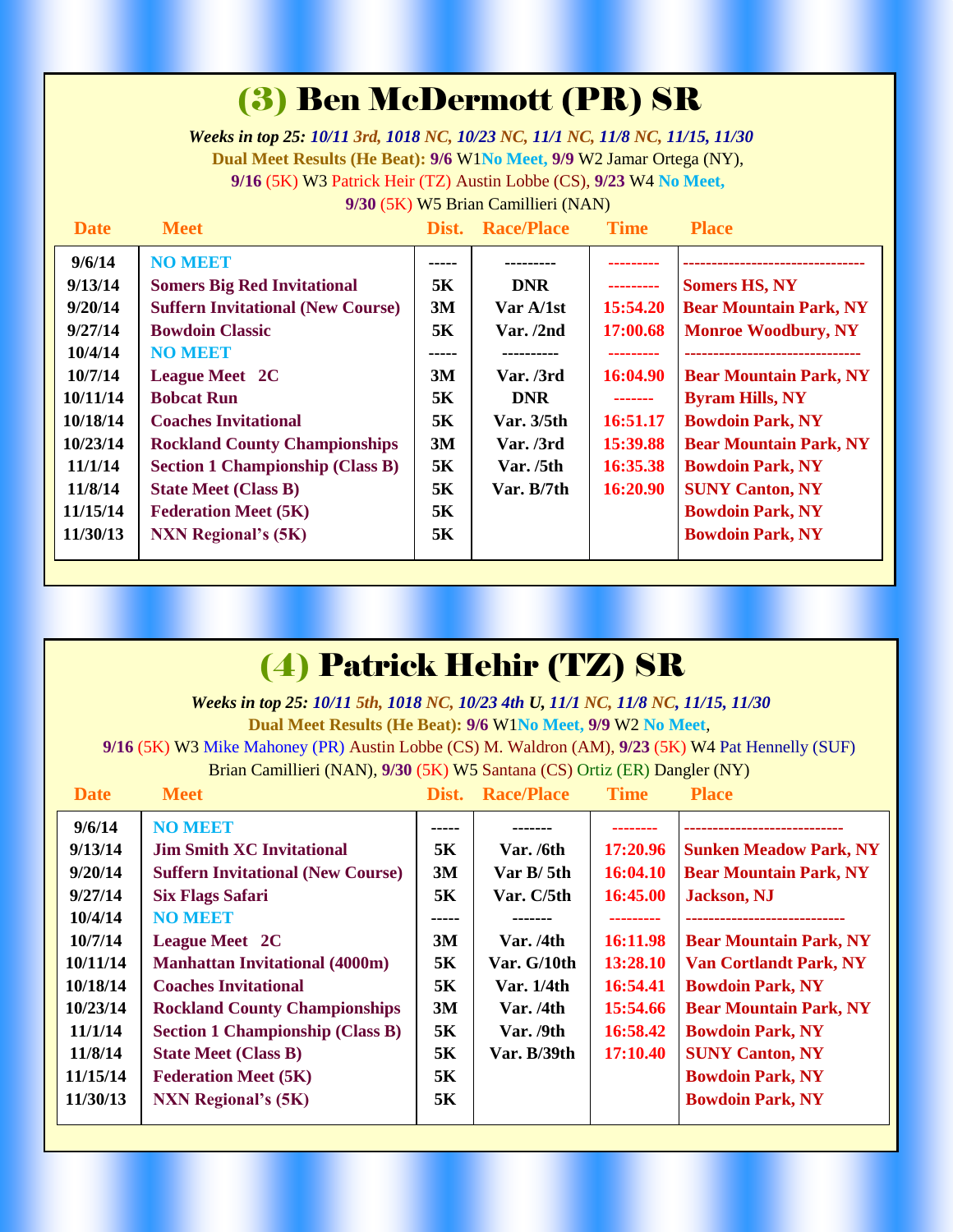# (3) Ben McDermott (PR) SR

***Weeks in top 25:** 10/11 3rd, 1018 NC, 10/23 NC, 11/1 NC, 11/8 NC, 11/15, 11/30*

**Dual Meet Results (He Beat): 9/6** W1**No Meet, 9/9** W2 Jamar Ortega (NY),

**9/16** (5K) W3 Patrick Heir (TZ) Austin Lobbe (CS), **9/23** W4 **No Meet,**

**9/30** (5K) W5 Brian Camillieri (NAN)

| Date | Meet | Dist. | Race/Place | Time | Place |
|---|---|---|---|---|---|
| 9/6/14 | NO MEET | ----- | --------- | --------- | -------------------------------- |
| 9/13/14 | Somers Big Red Invitational | 5K | DNR | --------- | Somers HS, NY |
| 9/20/14 | Suffern Invitational (New Course) | 3M | Var A/1st | 15:54.20 | Bear Mountain Park, NY |
| 9/27/14 | Bowdoin Classic | 5K | Var. /2nd | 17:00.68 | Monroe Woodbury, NY |
| 10/4/14 | NO MEET | ----- | ---------- | --------- | ------------------------------- |
| 10/7/14 | League Meet 2C | 3M | Var. /3rd | 16:04.90 | Bear Mountain Park, NY |
| 10/11/14 | Bobcat Run | 5K | DNR | ------- | Byram Hills, NY |
| 10/18/14 | Coaches Invitational | 5K | Var. 3/5th | 16:51.17 | Bowdoin Park, NY |
| 10/23/14 | Rockland County Championships | 3M | Var. /3rd | 15:39.88 | Bear Mountain Park, NY |
| 11/1/14 | Section 1 Championship (Class B) | 5K | Var. /5th | 16:35.38 | Bowdoin Park, NY |
| 11/8/14 | State Meet (Class B) | 5K | Var. B/7th | 16:20.90 | SUNY Canton, NY |
| 11/15/14 | Federation Meet (5K) | 5K | | | Bowdoin Park, NY |
| 11/30/13 | NXN Regional's (5K) | 5K | | | Bowdoin Park, NY |

# (4) Patrick Hehir (TZ) SR

***Weeks in top 25:** 10/11 5th, 1018 NC, 10/23 4th U, 11/1 NC, 11/8 NC, 11/15, 11/30*

**Dual Meet Results (He Beat): 9/6** W1**No Meet, 9/9** W2 **No Meet**,

**9/16** (5K) W3 Mike Mahoney (PR) Austin Lobbe (CS) M. Waldron (AM), **9/23** (5K) W4 Pat Hennelly (SUF)

Brian Camillieri (NAN), **9/30** (5K) W5 Santana (CS) Ortiz (ER) Dangler (NY)

| Date | Meet | Dist. | Race/Place | Time | Place |
|---|---|---|---|---|---|
| 9/6/14 | NO MEET | ----- | ------- | -------- | ---------------------------- |
| 9/13/14 | Jim Smith XC Invitational | 5K | Var. /6th | 17:20.96 | Sunken Meadow Park, NY |
| 9/20/14 | Suffern Invitational (New Course) | 3M | Var B/ 5th | 16:04.10 | Bear Mountain Park, NY |
| 9/27/14 | Six Flags Safari | 5K | Var. C/5th | 16:45.00 | Jackson, NJ |
| 10/4/14 | NO MEET | ----- | ------- | --------- | ---------------------------- |
| 10/7/14 | League Meet 2C | 3M | Var. /4th | 16:11.98 | Bear Mountain Park, NY |
| 10/11/14 | Manhattan Invitational (4000m) | 5K | Var. G/10th | 13:28.10 | Van Cortlandt Park, NY |
| 10/18/14 | Coaches Invitational | 5K | Var. 1/4th | 16:54.41 | Bowdoin Park, NY |
| 10/23/14 | Rockland County Championships | 3M | Var. /4th | 15:54.66 | Bear Mountain Park, NY |
| 11/1/14 | Section 1 Championship (Class B) | 5K | Var. /9th | 16:58.42 | Bowdoin Park, NY |
| 11/8/14 | State Meet (Class B) | 5K | Var. B/39th | 17:10.40 | SUNY Canton, NY |
| 11/15/14 | Federation Meet (5K) | 5K | | | Bowdoin Park, NY |
| 11/30/13 | NXN Regional's (5K) | 5K | | | Bowdoin Park, NY |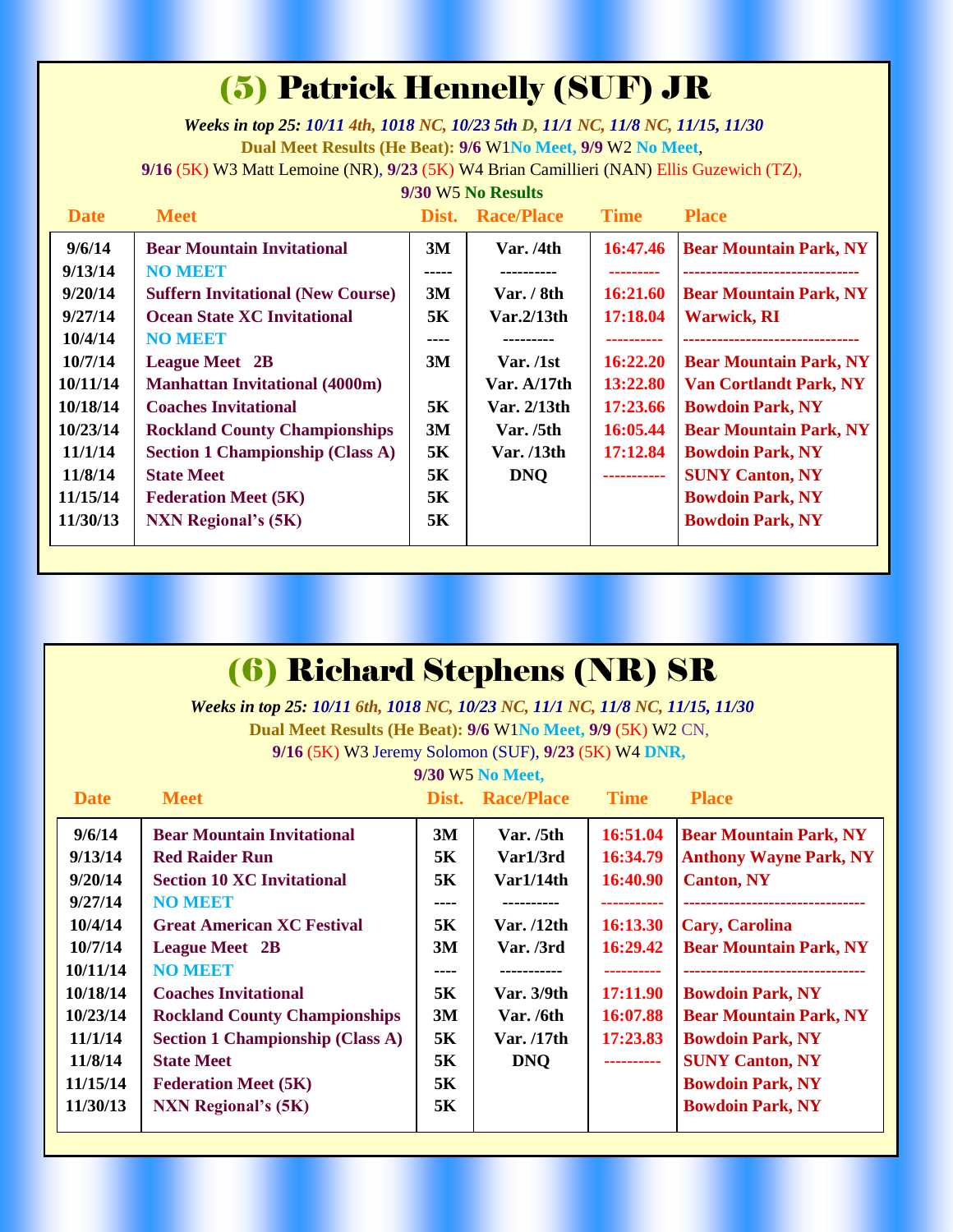# (5) Patrick Hennelly (SUF) JR

***Weeks in top 25: 10/11 4th, 1018 NC, 10/23 5th D, 11/1 NC, 11/8 NC, 11/15, 11/30***

**Dual Meet Results (He Beat): 9/6** W1**No Meet, 9/9** W2 **No Meet**,

**9/16** (5K) W3 Matt Lemoine (NR), **9/23** (5K) W4 Brian Camillieri (NAN) Ellis Guzewich (TZ),

**9/30** W5 **No Results**

| Date | Meet | Dist. | Race/Place | Time | Place |
|---|---|---|---|---|---|
| 9/6/14 | Bear Mountain Invitational | 3M | Var. /4th | 16:47.46 | Bear Mountain Park, NY |
| 9/13/14 | NO MEET | ----- | ---------- | --------- | ------------------------------- |
| 9/20/14 | Suffern Invitational (New Course) | 3M | Var. / 8th | 16:21.60 | Bear Mountain Park, NY |
| 9/27/14 | Ocean State XC Invitational | 5K | Var.2/13th | 17:18.04 | Warwick, RI |
| 10/4/14 | NO MEET | ---- | --------- | ---------- | ------------------------------- |
| 10/7/14 | League Meet 2B | 3M | Var. /1st | 16:22.20 | Bear Mountain Park, NY |
| 10/11/14 | Manhattan Invitational (4000m) | | Var. A/17th | 13:22.80 | Van Cortlandt Park, NY |
| 10/18/14 | Coaches Invitational | 5K | Var. 2/13th | 17:23.66 | Bowdoin Park, NY |
| 10/23/14 | Rockland County Championships | 3M | Var. /5th | 16:05.44 | Bear Mountain Park, NY |
| 11/1/14 | Section 1 Championship (Class A) | 5K | Var. /13th | 17:12.84 | Bowdoin Park, NY |
| 11/8/14 | State Meet | 5K | DNQ | ----------- | SUNY Canton, NY |
| 11/15/14 | Federation Meet (5K) | 5K | | | Bowdoin Park, NY |
| 11/30/13 | NXN Regional's (5K) | 5K | | | Bowdoin Park, NY |

# (6) Richard Stephens (NR) SR

***Weeks in top 25: 10/11 6th, 1018 NC, 10/23 NC, 11/1 NC, 11/8 NC, 11/15, 11/30***

**Dual Meet Results (He Beat): 9/6** W1**No Meet, 9/9** (5K) W2 CN,

**9/16** (5K) W3 Jeremy Solomon (SUF), **9/23** (5K) W4 **DNR,**

**9/30** W5 **No Meet,**

| Date | Meet | Dist. | Race/Place | Time | Place |
|---|---|---|---|---|---|
| 9/6/14 | Bear Mountain Invitational | 3M | Var. /5th | 16:51.04 | Bear Mountain Park, NY |
| 9/13/14 | Red Raider Run | 5K | Var1/3rd | 16:34.79 | Anthony Wayne Park, NY |
| 9/20/14 | Section 10 XC Invitational | 5K | Var1/14th | 16:40.90 | Canton, NY |
| 9/27/14 | NO MEET | ---- | ---------- | ----------- | -------------------------------- |
| 10/4/14 | Great American XC Festival | 5K | Var. /12th | 16:13.30 | Cary, Carolina |
| 10/7/14 | League Meet 2B | 3M | Var. /3rd | 16:29.42 | Bear Mountain Park, NY |
| 10/11/14 | NO MEET | ---- | ----------- | ---------- | -------------------------------- |
| 10/18/14 | Coaches Invitational | 5K | Var. 3/9th | 17:11.90 | Bowdoin Park, NY |
| 10/23/14 | Rockland County Championships | 3M | Var. /6th | 16:07.88 | Bear Mountain Park, NY |
| 11/1/14 | Section 1 Championship (Class A) | 5K | Var. /17th | 17:23.83 | Bowdoin Park, NY |
| 11/8/14 | State Meet | 5K | DNQ | ---------- | SUNY Canton, NY |
| 11/15/14 | Federation Meet (5K) | 5K | | | Bowdoin Park, NY |
| 11/30/13 | NXN Regional's (5K) | 5K | | | Bowdoin Park, NY |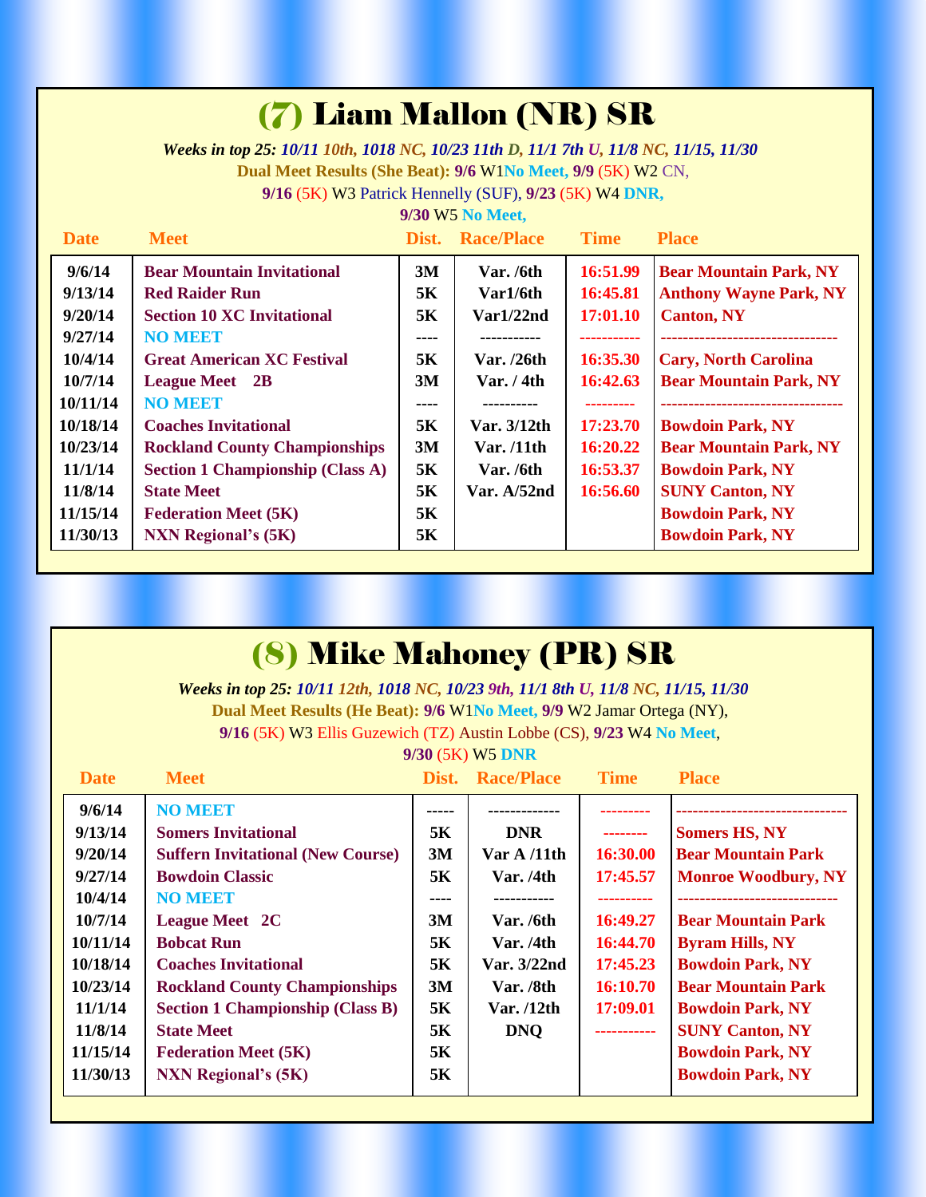# (7) Liam Mallon (NR) SR

***Weeks in top 25:** 10/11 10th, 1018 NC, 10/23 11th D, 11/1 7th U, 11/8 NC, 11/15, 11/30*

**Dual Meet Results (She Beat): 9/6** W1**No Meet, 9/9** (5K) W2 CN,

**9/16** (5K) W3 Patrick Hennelly (SUF), **9/23** (5K) W4 **DNR,**

**9/30** W5 **No Meet,**

| Date | Meet | Dist. | Race/Place | Time | Place |
|---|---|---|---|---|---|
| 9/6/14 | Bear Mountain Invitational | 3M | Var. /6th | 16:51.99 | Bear Mountain Park, NY |
| 9/13/14 | Red Raider Run | 5K | Var1/6th | 16:45.81 | Anthony Wayne Park, NY |
| 9/20/14 | Section 10 XC Invitational | 5K | Var1/22nd | 17:01.10 | Canton, NY |
| 9/27/14 | NO MEET | ---- | ----------- | ----------- | -------------------------------- |
| 10/4/14 | Great American XC Festival | 5K | Var. /26th | 16:35.30 | Cary, North Carolina |
| 10/7/14 | League Meet 2B | 3M | Var. / 4th | 16:42.63 | Bear Mountain Park, NY |
| 10/11/14 | NO MEET | ---- | ---------- | --------- | --------------------------------- |
| 10/18/14 | Coaches Invitational | 5K | Var. 3/12th | 17:23.70 | Bowdoin Park, NY |
| 10/23/14 | Rockland County Championships | 3M | Var. /11th | 16:20.22 | Bear Mountain Park, NY |
| 11/1/14 | Section 1 Championship (Class A) | 5K | Var. /6th | 16:53.37 | Bowdoin Park, NY |
| 11/8/14 | State Meet | 5K | Var. A/52nd | 16:56.60 | SUNY Canton, NY |
| 11/15/14 | Federation Meet (5K) | 5K | | | Bowdoin Park, NY |
| 11/30/13 | NXN Regional's (5K) | 5K | | | Bowdoin Park, NY |

# (8) Mike Mahoney (PR) SR

***Weeks in top 25:** 10/11 12th, 1018 NC, 10/23 9th, 11/1 8th U, 11/8 NC, 11/15, 11/30*

**Dual Meet Results (He Beat): 9/6** W1**No Meet, 9/9** W2 Jamar Ortega (NY),

**9/16** (5K) W3 Ellis Guzewich (TZ) Austin Lobbe (CS), **9/23** W4 **No Meet**,

**9/30** (5K) W5 **DNR**

| Date | Meet | Dist. | Race/Place | Time | Place |
|---|---|---|---|---|---|
| 9/6/14 | NO MEET | ----- | ------------- | --------- | ------------------------------- |
| 9/13/14 | Somers Invitational | 5K | DNR | -------- | Somers HS, NY |
| 9/20/14 | Suffern Invitational (New Course) | 3M | Var A /11th | 16:30.00 | Bear Mountain Park |
| 9/27/14 | Bowdoin Classic | 5K | Var. /4th | 17:45.57 | Monroe Woodbury, NY |
| 10/4/14 | NO MEET | ---- | ----------- | ---------- | ----------------------------- |
| 10/7/14 | League Meet 2C | 3M | Var. /6th | 16:49.27 | Bear Mountain Park |
| 10/11/14 | Bobcat Run | 5K | Var. /4th | 16:44.70 | Byram Hills, NY |
| 10/18/14 | Coaches Invitational | 5K | Var. 3/22nd | 17:45.23 | Bowdoin Park, NY |
| 10/23/14 | Rockland County Championships | 3M | Var. /8th | 16:10.70 | Bear Mountain Park |
| 11/1/14 | Section 1 Championship (Class B) | 5K | Var. /12th | 17:09.01 | Bowdoin Park, NY |
| 11/8/14 | State Meet | 5K | DNQ | ----------- | SUNY Canton, NY |
| 11/15/14 | Federation Meet (5K) | 5K | | | Bowdoin Park, NY |
| 11/30/13 | NXN Regional's (5K) | 5K | | | Bowdoin Park, NY |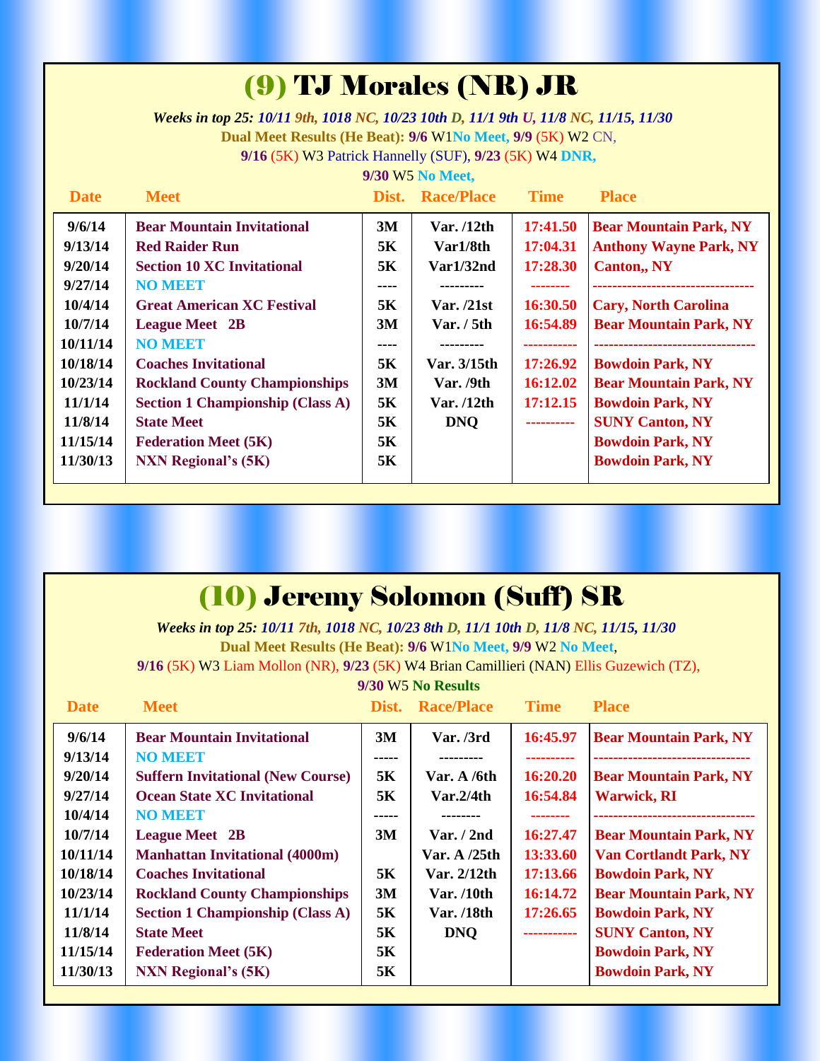# (9) TJ Morales (NR) JR

***Weeks in top 25: 10/11 9th, 1018 NC, 10/23 10th D, 11/1 9th U, 11/8 NC, 11/15, 11/30***

**Dual Meet Results (He Beat): 9/6** W1**No Meet, 9/9** (5K) W2 CN,

**9/16** (5K) W3 Patrick Hannelly (SUF), **9/23** (5K) W4 **DNR,**

**9/30** W5 **No Meet,**

| Date | Meet | Dist. | Race/Place | Time | Place |
|---|---|---|---|---|---|
| 9/6/14 | Bear Mountain Invitational | 3M | Var. /12th | 17:41.50 | Bear Mountain Park, NY |
| 9/13/14 | Red Raider Run | 5K | Var1/8th | 17:04.31 | Anthony Wayne Park, NY |
| 9/20/14 | Section 10 XC Invitational | 5K | Var1/32nd | 17:28.30 | Canton,, NY |
| 9/27/14 | NO MEET | ---- | --------- | -------- | --------------------------------- |
| 10/4/14 | Great American XC Festival | 5K | Var. /21st | 16:30.50 | Cary, North Carolina |
| 10/7/14 | League Meet 2B | 3M | Var. / 5th | 16:54.89 | Bear Mountain Park, NY |
| 10/11/14 | NO MEET | ---- | --------- | ----------- | --------------------------------- |
| 10/18/14 | Coaches Invitational | 5K | Var. 3/15th | 17:26.92 | Bowdoin Park, NY |
| 10/23/14 | Rockland County Championships | 3M | Var. /9th | 16:12.02 | Bear Mountain Park, NY |
| 11/1/14 | Section 1 Championship (Class A) | 5K | Var. /12th | 17:12.15 | Bowdoin Park, NY |
| 11/8/14 | State Meet | 5K | DNQ | ---------- | SUNY Canton, NY |
| 11/15/14 | Federation Meet (5K) | 5K | | | Bowdoin Park, NY |
| 11/30/13 | NXN Regional's (5K) | 5K | | | Bowdoin Park, NY |

# (10) Jeremy Solomon (Suff) SR

***Weeks in top 25: 10/11 7th, 1018 NC, 10/23 8th D, 11/1 10th D, 11/8 NC, 11/15, 11/30***

**Dual Meet Results (He Beat): 9/6** W1**No Meet, 9/9** W2 **No Meet**,

**9/16** (5K) W3 Liam Mollon (NR), **9/23** (5K) W4 Brian Camillieri (NAN) Ellis Guzewich (TZ),

**9/30** W5 **No Results**

| Date | Meet | Dist. | Race/Place | Time | Place |
|---|---|---|---|---|---|
| 9/6/14 | Bear Mountain Invitational | 3M | Var. /3rd | 16:45.97 | Bear Mountain Park, NY |
| 9/13/14 | NO MEET | ----- | --------- | ---------- | -------------------------------- |
| 9/20/14 | Suffern Invitational (New Course) | 5K | Var. A /6th | 16:20.20 | Bear Mountain Park, NY |
| 9/27/14 | Ocean State XC Invitational | 5K | Var.2/4th | 16:54.84 | Warwick, RI |
| 10/4/14 | NO MEET | ----- | -------- | -------- | --------------------------------- |
| 10/7/14 | League Meet 2B | 3M | Var. / 2nd | 16:27.47 | Bear Mountain Park, NY |
| 10/11/14 | Manhattan Invitational (4000m) | | Var. A /25th | 13:33.60 | Van Cortlandt Park, NY |
| 10/18/14 | Coaches Invitational | 5K | Var. 2/12th | 17:13.66 | Bowdoin Park, NY |
| 10/23/14 | Rockland County Championships | 3M | Var. /10th | 16:14.72 | Bear Mountain Park, NY |
| 11/1/14 | Section 1 Championship (Class A) | 5K | Var. /18th | 17:26.65 | Bowdoin Park, NY |
| 11/8/14 | State Meet | 5K | DNQ | ----------- | SUNY Canton, NY |
| 11/15/14 | Federation Meet (5K) | 5K | | | Bowdoin Park, NY |
| 11/30/13 | NXN Regional's (5K) | 5K | | | Bowdoin Park, NY |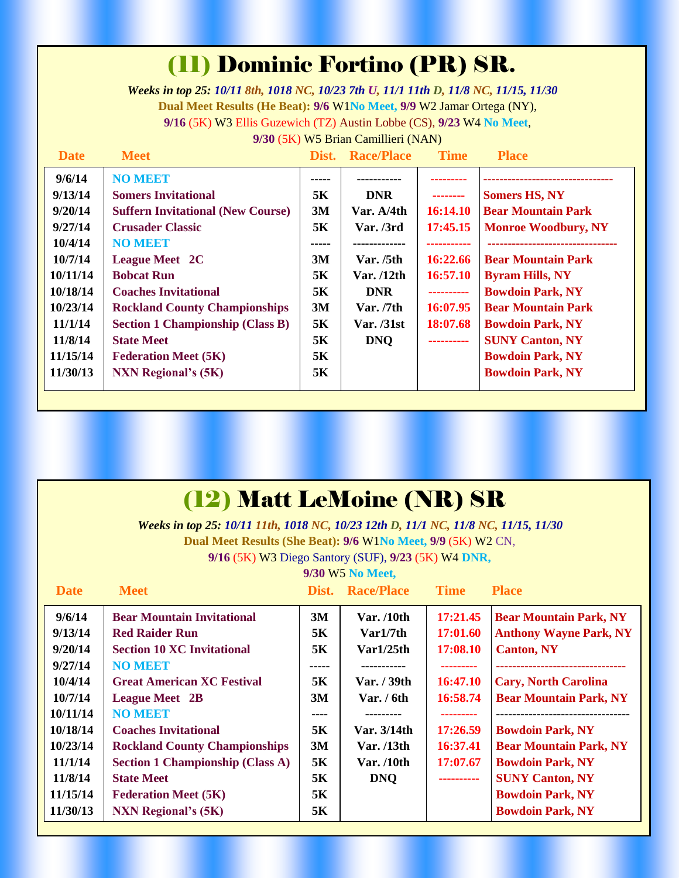# (11) Dominic Fortino (PR) SR.

***Weeks in top 25:*** *10/11 8th, 1018 NC, 10/23 7th U, 11/1 11th D, 11/8 NC, 11/15, 11/30*

**Dual Meet Results (He Beat):** **9/6** W1**No Meet,** **9/9** W2 Jamar Ortega (NY),
**9/16** (5K) W3 Ellis Guzewich (TZ) Austin Lobbe (CS), **9/23** W4 **No Meet**,
**9/30** (5K) W5 Brian Camillieri (NAN)

| Date | Meet | Dist. | Race/Place | Time | Place |
|---|---|---|---|---|---|
| 9/6/14 | NO MEET | ----- | ----------- | --------- | -------------------------------- |
| 9/13/14 | Somers Invitational | 5K | DNR | -------- | Somers HS, NY |
| 9/20/14 | Suffern Invitational (New Course) | 3M | Var. A/4th | 16:14.10 | Bear Mountain Park |
| 9/27/14 | Crusader Classic | 5K | Var. /3rd | 17:45.15 | Monroe Woodbury, NY |
| 10/4/14 | NO MEET | ----- | ------------- | ----------- | ------------------------------- |
| 10/7/14 | League Meet 2C | 3M | Var. /5th | 16:22.66 | Bear Mountain Park |
| 10/11/14 | Bobcat Run | 5K | Var. /12th | 16:57.10 | Byram Hills, NY |
| 10/18/14 | Coaches Invitational | 5K | DNR | ---------- | Bowdoin Park, NY |
| 10/23/14 | Rockland County Championships | 3M | Var. /7th | 16:07.95 | Bear Mountain Park |
| 11/1/14 | Section 1 Championship (Class B) | 5K | Var. /31st | 18:07.68 | Bowdoin Park, NY |
| 11/8/14 | State Meet | 5K | DNQ | ---------- | SUNY Canton, NY |
| 11/15/14 | Federation Meet (5K) | 5K | | | Bowdoin Park, NY |
| 11/30/13 | NXN Regional's (5K) | 5K | | | Bowdoin Park, NY |

# (12) Matt LeMoine (NR) SR

***Weeks in top 25:*** *10/11 11th, 1018 NC, 10/23 12th D, 11/1 NC, 11/8 NC, 11/15, 11/30*

**Dual Meet Results (She Beat):** **9/6** W1**No Meet,** **9/9** (5K) W2 CN,
**9/16** (5K) W3 Diego Santory (SUF), **9/23** (5K) W4 **DNR,**
**9/30** W5 **No Meet,**

| Date | Meet | Dist. | Race/Place | Time | Place |
|---|---|---|---|---|---|
| 9/6/14 | Bear Mountain Invitational | 3M | Var. /10th | 17:21.45 | Bear Mountain Park, NY |
| 9/13/14 | Red Raider Run | 5K | Var1/7th | 17:01.60 | Anthony Wayne Park, NY |
| 9/20/14 | Section 10 XC Invitational | 5K | Var1/25th | 17:08.10 | Canton, NY |
| 9/27/14 | NO MEET | ----- | ----------- | --------- | ------------------------------- |
| 10/4/14 | Great American XC Festival | 5K | Var. / 39th | 16:47.10 | Cary, North Carolina |
| 10/7/14 | League Meet 2B | 3M | Var. / 6th | 16:58.74 | Bear Mountain Park, NY |
| 10/11/14 | NO MEET | ---- | --------- | --------- | --------------------------------- |
| 10/18/14 | Coaches Invitational | 5K | Var. 3/14th | 17:26.59 | Bowdoin Park, NY |
| 10/23/14 | Rockland County Championships | 3M | Var. /13th | 16:37.41 | Bear Mountain Park, NY |
| 11/1/14 | Section 1 Championship (Class A) | 5K | Var. /10th | 17:07.67 | Bowdoin Park, NY |
| 11/8/14 | State Meet | 5K | DNQ | ---------- | SUNY Canton, NY |
| 11/15/14 | Federation Meet (5K) | 5K | | | Bowdoin Park, NY |
| 11/30/13 | NXN Regional's (5K) | 5K | | | Bowdoin Park, NY |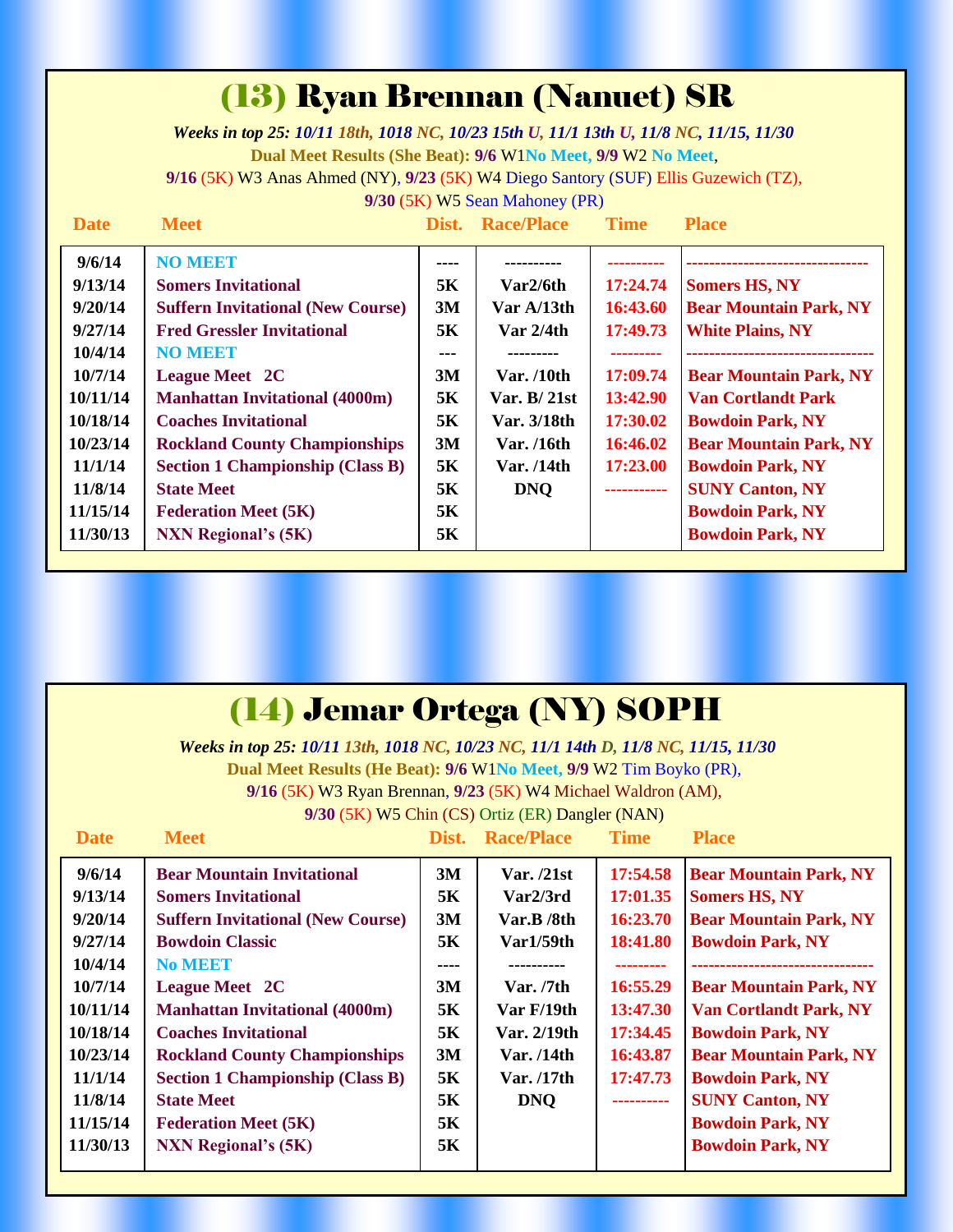# (13) Ryan Brennan (Nanuet) SR

*Weeks in top 25: 10/11 18th, 1018 NC, 10/23 15th U, 11/1 13th U, 11/8 NC, 11/15, 11/30*

**Dual Meet Results (She Beat): 9/6** W1**No Meet, 9/9** W2 **No Meet**,

**9/16** (5K) W3 Anas Ahmed (NY), **9/23** (5K) W4 Diego Santory (SUF) Ellis Guzewich (TZ),

**9/30** (5K) W5 Sean Mahoney (PR)

| Date | Meet | Dist. | Race/Place | Time | Place |
|---|---|---|---|---|---|
| 9/6/14 | NO MEET | ---- | ---------- | ---------- | -------------------------------- |
| 9/13/14 | Somers Invitational | 5K | Var2/6th | 17:24.74 | Somers HS, NY |
| 9/20/14 | Suffern Invitational (New Course) | 3M | Var A/13th | 16:43.60 | Bear Mountain Park, NY |
| 9/27/14 | Fred Gressler Invitational | 5K | Var 2/4th | 17:49.73 | White Plains, NY |
| 10/4/14 | NO MEET | --- | --------- | --------- | --------------------------------- |
| 10/7/14 | League Meet 2C | 3M | Var. /10th | 17:09.74 | Bear Mountain Park, NY |
| 10/11/14 | Manhattan Invitational (4000m) | 5K | Var. B/ 21st | 13:42.90 | Van Cortlandt Park |
| 10/18/14 | Coaches Invitational | 5K | Var. 3/18th | 17:30.02 | Bowdoin Park, NY |
| 10/23/14 | Rockland County Championships | 3M | Var. /16th | 16:46.02 | Bear Mountain Park, NY |
| 11/1/14 | Section 1 Championship (Class B) | 5K | Var. /14th | 17:23.00 | Bowdoin Park, NY |
| 11/8/14 | State Meet | 5K | DNQ | ----------- | SUNY Canton, NY |
| 11/15/14 | Federation Meet (5K) | 5K | | | Bowdoin Park, NY |
| 11/30/13 | NXN Regional's (5K) | 5K | | | Bowdoin Park, NY |

# (14) Jemar Ortega (NY) SOPH

*Weeks in top 25: 10/11 13th, 1018 NC, 10/23 NC, 11/1 14th D, 11/8 NC, 11/15, 11/30*

**Dual Meet Results (He Beat): 9/6** W1**No Meet, 9/9** W2 Tim Boyko (PR),

**9/16** (5K) W3 Ryan Brennan, **9/23** (5K) W4 Michael Waldron (AM),

**9/30** (5K) W5 Chin (CS) Ortiz (ER) Dangler (NAN)

| Date | Meet | Dist. | Race/Place | Time | Place |
|---|---|---|---|---|---|
| 9/6/14 | Bear Mountain Invitational | 3M | Var. /21st | 17:54.58 | Bear Mountain Park, NY |
| 9/13/14 | Somers Invitational | 5K | Var2/3rd | 17:01.35 | Somers HS, NY |
| 9/20/14 | Suffern Invitational (New Course) | 3M | Var.B /8th | 16:23.70 | Bear Mountain Park, NY |
| 9/27/14 | Bowdoin Classic | 5K | Var1/59th | 18:41.80 | Bowdoin Park, NY |
| 10/4/14 | No MEET | ---- | ---------- | --------- | -------------------------------- |
| 10/7/14 | League Meet 2C | 3M | Var. /7th | 16:55.29 | Bear Mountain Park, NY |
| 10/11/14 | Manhattan Invitational (4000m) | 5K | Var F/19th | 13:47.30 | Van Cortlandt Park, NY |
| 10/18/14 | Coaches Invitational | 5K | Var. 2/19th | 17:34.45 | Bowdoin Park, NY |
| 10/23/14 | Rockland County Championships | 3M | Var. /14th | 16:43.87 | Bear Mountain Park, NY |
| 11/1/14 | Section 1 Championship (Class B) | 5K | Var. /17th | 17:47.73 | Bowdoin Park, NY |
| 11/8/14 | State Meet | 5K | DNQ | ---------- | SUNY Canton, NY |
| 11/15/14 | Federation Meet (5K) | 5K | | | Bowdoin Park, NY |
| 11/30/13 | NXN Regional's (5K) | 5K | | | Bowdoin Park, NY |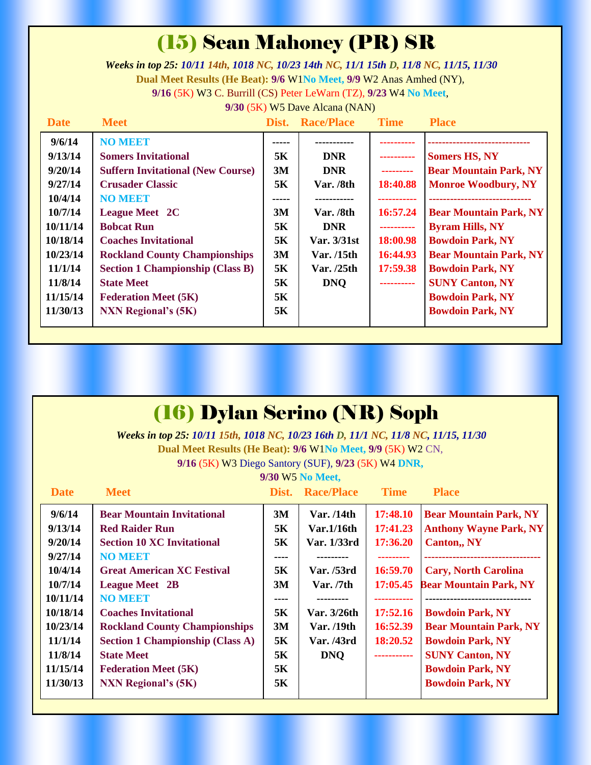# (15) Sean Mahoney (PR) SR

***Weeks in top 25:** 10/11 14th, 1018 NC, 10/23 14th NC, 11/1 15th D, 11/8 NC, 11/15, 11/30*

**Dual Meet Results (He Beat): 9/6** W1**No Meet, 9/9** W2 Anas Amhed (NY), **9/16** (5K) W3 C. Burrill (CS) Peter LeWarn (TZ), **9/23** W4 **No Meet**, **9/30** (5K) W5 Dave Alcana (NAN)

| Date | Meet | Dist. | Race/Place | Time | Place |
|---|---|---|---|---|---|
| 9/6/14 | NO MEET | ----- | ----------- | ---------- | ---------------------------- |
| 9/13/14 | Somers Invitational | 5K | DNR | ---------- | Somers HS, NY |
| 9/20/14 | Suffern Invitational (New Course) | 3M | DNR | --------- | Bear Mountain Park, NY |
| 9/27/14 | Crusader Classic | 5K | Var. /8th | 18:40.88 | Monroe Woodbury, NY |
| 10/4/14 | NO MEET | ----- | ----------- | ----------- | ----------------------------- |
| 10/7/14 | League Meet 2C | 3M | Var. /8th | 16:57.24 | Bear Mountain Park, NY |
| 10/11/14 | Bobcat Run | 5K | DNR | ---------- | Byram Hills, NY |
| 10/18/14 | Coaches Invitational | 5K | Var. 3/31st | 18:00.98 | Bowdoin Park, NY |
| 10/23/14 | Rockland County Championships | 3M | Var. /15th | 16:44.93 | Bear Mountain Park, NY |
| 11/1/14 | Section 1 Championship (Class B) | 5K | Var. /25th | 17:59.38 | Bowdoin Park, NY |
| 11/8/14 | State Meet | 5K | DNQ | ---------- | SUNY Canton, NY |
| 11/15/14 | Federation Meet (5K) | 5K | | | Bowdoin Park, NY |
| 11/30/13 | NXN Regional's (5K) | 5K | | | Bowdoin Park, NY |

# (16) Dylan Serino (NR) Soph

***Weeks in top 25:** 10/11 15th, 1018 NC, 10/23 16th D, 11/1 NC, 11/8 NC, 11/15, 11/30*

**Dual Meet Results (He Beat): 9/6** W1**No Meet, 9/9** (5K) W2 CN, **9/16** (5K) W3 Diego Santory (SUF), **9/23** (5K) W4 **DNR,** **9/30** W5 **No Meet,**

| Date | Meet | Dist. | Race/Place | Time | Place |
|---|---|---|---|---|---|
| 9/6/14 | Bear Mountain Invitational | 3M | Var. /14th | 17:48.10 | Bear Mountain Park, NY |
| 9/13/14 | Red Raider Run | 5K | Var.1/16th | 17:41.23 | Anthony Wayne Park, NY |
| 9/20/14 | Section 10 XC Invitational | 5K | Var. 1/33rd | 17:36.20 | Canton,, NY |
| 9/27/14 | NO MEET | ---- | --------- | --------- | -------------------------------- |
| 10/4/14 | Great American XC Festival | 5K | Var. /53rd | 16:59.70 | Cary, North Carolina |
| 10/7/14 | League Meet 2B | 3M | Var. /7th | 17:05.45 | Bear Mountain Park, NY |
| 10/11/14 | NO MEET | ---- | --------- | ----------- | ------------------------------ |
| 10/18/14 | Coaches Invitational | 5K | Var. 3/26th | 17:52.16 | Bowdoin Park, NY |
| 10/23/14 | Rockland County Championships | 3M | Var. /19th | 16:52.39 | Bear Mountain Park, NY |
| 11/1/14 | Section 1 Championship (Class A) | 5K | Var. /43rd | 18:20.52 | Bowdoin Park, NY |
| 11/8/14 | State Meet | 5K | DNQ | ----------- | SUNY Canton, NY |
| 11/15/14 | Federation Meet (5K) | 5K | | | Bowdoin Park, NY |
| 11/30/13 | NXN Regional's (5K) | 5K | | | Bowdoin Park, NY |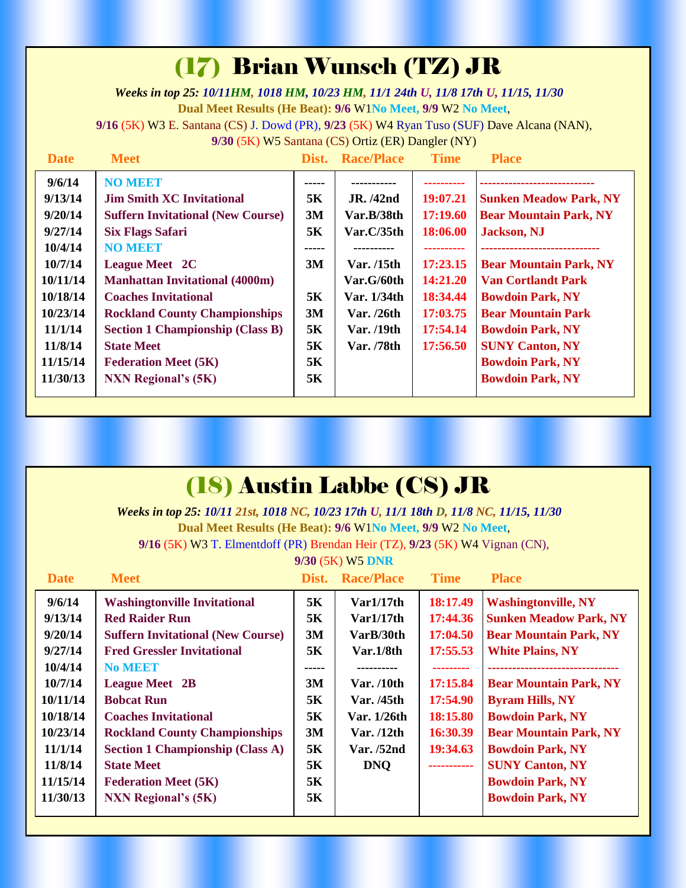# (17) Brian Wunsch (TZ) JR

***Weeks in top 25: 10/11HM, 1018 HM, 10/23 HM, 11/1 24th U, 11/8 17th U, 11/15, 11/30***

**Dual Meet Results (He Beat): 9/6** W1**No Meet, 9/9** W2 **No Meet**,

**9/16** (5K) W3 E. Santana (CS) J. Dowd (PR), **9/23** (5K) W4 Ryan Tuso (SUF) Dave Alcana (NAN),

**9/30** (5K) W5 Santana (CS) Ortiz (ER) Dangler (NY)

| Date | Meet | Dist. | Race/Place | Time | Place |
|---|---|---|---|---|---|
| 9/6/14 | NO MEET | ----- | ----------- | ---------- | ---------------------------- |
| 9/13/14 | Jim Smith XC Invitational | 5K | JR. /42nd | 19:07.21 | Sunken Meadow Park, NY |
| 9/20/14 | Suffern Invitational (New Course) | 3M | Var.B/38th | 17:19.60 | Bear Mountain Park, NY |
| 9/27/14 | Six Flags Safari | 5K | Var.C/35th | 18:06.00 | Jackson, NJ |
| 10/4/14 | NO MEET | ----- | ---------- | ---------- | ----------------------------- |
| 10/7/14 | League Meet 2C | 3M | Var. /15th | 17:23.15 | Bear Mountain Park, NY |
| 10/11/14 | Manhattan Invitational (4000m) | | Var.G/60th | 14:21.20 | Van Cortlandt Park |
| 10/18/14 | Coaches Invitational | 5K | Var. 1/34th | 18:34.44 | Bowdoin Park, NY |
| 10/23/14 | Rockland County Championships | 3M | Var. /26th | 17:03.75 | Bear Mountain Park |
| 11/1/14 | Section 1 Championship (Class B) | 5K | Var. /19th | 17:54.14 | Bowdoin Park, NY |
| 11/8/14 | State Meet | 5K | Var. /78th | 17:56.50 | SUNY Canton, NY |
| 11/15/14 | Federation Meet (5K) | 5K | | | Bowdoin Park, NY |
| 11/30/13 | NXN Regional's (5K) | 5K | | | Bowdoin Park, NY |

# (18) Austin Labbe (CS) JR

***Weeks in top 25: 10/11 21st, 1018 NC, 10/23 17th U, 11/1 18th D, 11/8 NC, 11/15, 11/30***

**Dual Meet Results (He Beat): 9/6** W1**No Meet, 9/9** W2 **No Meet**,

**9/16** (5K) W3 T. Elmentdoff (PR) Brendan Heir (TZ), **9/23** (5K) W4 Vignan (CN),

**9/30** (5K) W5 **DNR**

| Date | Meet | Dist. | Race/Place | Time | Place |
|---|---|---|---|---|---|
| 9/6/14 | Washingtonville Invitational | 5K | Var1/17th | 18:17.49 | Washingtonville, NY |
| 9/13/14 | Red Raider Run | 5K | Var1/17th | 17:44.36 | Sunken Meadow Park, NY |
| 9/20/14 | Suffern Invitational (New Course) | 3M | VarB/30th | 17:04.50 | Bear Mountain Park, NY |
| 9/27/14 | Fred Gressler Invitational | 5K | Var.1/8th | 17:55.53 | White Plains, NY |
| 10/4/14 | No MEET | ----- | ---------- | --------- | -------------------------------- |
| 10/7/14 | League Meet 2B | 3M | Var. /10th | 17:15.84 | Bear Mountain Park, NY |
| 10/11/14 | Bobcat Run | 5K | Var. /45th | 17:54.90 | Byram Hills, NY |
| 10/18/14 | Coaches Invitational | 5K | Var. 1/26th | 18:15.80 | Bowdoin Park, NY |
| 10/23/14 | Rockland County Championships | 3M | Var. /12th | 16:30.39 | Bear Mountain Park, NY |
| 11/1/14 | Section 1 Championship (Class A) | 5K | Var. /52nd | 19:34.63 | Bowdoin Park, NY |
| 11/8/14 | State Meet | 5K | DNQ | ----------- | SUNY Canton, NY |
| 11/15/14 | Federation Meet (5K) | 5K | | | Bowdoin Park, NY |
| 11/30/13 | NXN Regional's (5K) | 5K | | | Bowdoin Park, NY |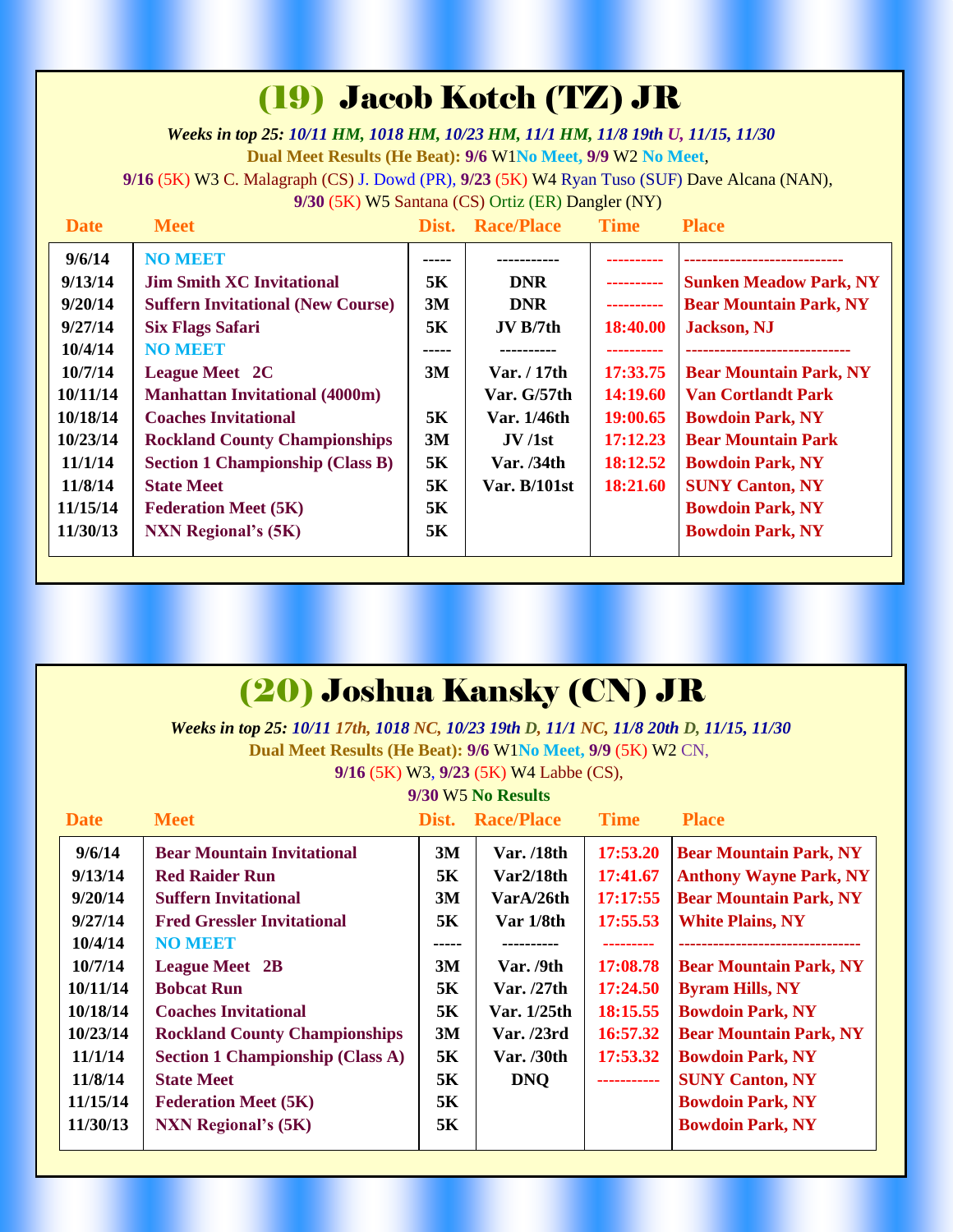# (19) Jacob Kotch (TZ) JR

***Weeks in top 25:** 10/11 HM, 1018 HM, 10/23 HM, 11/1 HM, 11/8 19th U, 11/15, 11/30*

**Dual Meet Results (He Beat): 9/6** W1**No Meet, 9/9** W2 **No Meet**,

**9/16** (5K) W3 C. Malagraph (CS) J. Dowd (PR), **9/23** (5K) W4 Ryan Tuso (SUF) Dave Alcana (NAN),

**9/30** (5K) W5 Santana (CS) Ortiz (ER) Dangler (NY)

| Date | Meet | Dist. | Race/Place | Time | Place |
|---|---|---|---|---|---|
| 9/6/14 | NO MEET | ----- | ----------- | ---------- | ---------------------------- |
| 9/13/14 | Jim Smith XC Invitational | 5K | DNR | ---------- | Sunken Meadow Park, NY |
| 9/20/14 | Suffern Invitational (New Course) | 3M | DNR | ---------- | Bear Mountain Park, NY |
| 9/27/14 | Six Flags Safari | 5K | JV B/7th | 18:40.00 | Jackson, NJ |
| 10/4/14 | NO MEET | ----- | ---------- | ---------- | ---------------------------- |
| 10/7/14 | League Meet 2C | 3M | Var. / 17th | 17:33.75 | Bear Mountain Park, NY |
| 10/11/14 | Manhattan Invitational (4000m) | | Var. G/57th | 14:19.60 | Van Cortlandt Park |
| 10/18/14 | Coaches Invitational | 5K | Var. 1/46th | 19:00.65 | Bowdoin Park, NY |
| 10/23/14 | Rockland County Championships | 3M | JV /1st | 17:12.23 | Bear Mountain Park |
| 11/1/14 | Section 1 Championship (Class B) | 5K | Var. /34th | 18:12.52 | Bowdoin Park, NY |
| 11/8/14 | State Meet | 5K | Var. B/101st | 18:21.60 | SUNY Canton, NY |
| 11/15/14 | Federation Meet (5K) | 5K | | | Bowdoin Park, NY |
| 11/30/13 | NXN Regional's (5K) | 5K | | | Bowdoin Park, NY |

# (20) Joshua Kansky (CN) JR

***Weeks in top 25:** 10/11 17th, 1018 NC, 10/23 19th D, 11/1 NC, 11/8 20th D, 11/15, 11/30*

**Dual Meet Results (He Beat): 9/6** W1**No Meet, 9/9** (5K) W2 CN,

**9/16** (5K) W3, **9/23** (5K) W4 Labbe (CS),

**9/30** W5 **No Results**

| Date | Meet | Dist. | Race/Place | Time | Place |
|---|---|---|---|---|---|
| 9/6/14 | Bear Mountain Invitational | 3M | Var. /18th | 17:53.20 | Bear Mountain Park, NY |
| 9/13/14 | Red Raider Run | 5K | Var2/18th | 17:41.67 | Anthony Wayne Park, NY |
| 9/20/14 | Suffern Invitational | 3M | VarA/26th | 17:17:55 | Bear Mountain Park, NY |
| 9/27/14 | Fred Gressler Invitational | 5K | Var 1/8th | 17:55.53 | White Plains, NY |
| 10/4/14 | NO MEET | ----- | ---------- | --------- | -------------------------------- |
| 10/7/14 | League Meet 2B | 3M | Var. /9th | 17:08.78 | Bear Mountain Park, NY |
| 10/11/14 | Bobcat Run | 5K | Var. /27th | 17:24.50 | Byram Hills, NY |
| 10/18/14 | Coaches Invitational | 5K | Var. 1/25th | 18:15.55 | Bowdoin Park, NY |
| 10/23/14 | Rockland County Championships | 3M | Var. /23rd | 16:57.32 | Bear Mountain Park, NY |
| 11/1/14 | Section 1 Championship (Class A) | 5K | Var. /30th | 17:53.32 | Bowdoin Park, NY |
| 11/8/14 | State Meet | 5K | DNQ | ----------- | SUNY Canton, NY |
| 11/15/14 | Federation Meet (5K) | 5K | | | Bowdoin Park, NY |
| 11/30/13 | NXN Regional's (5K) | 5K | | | Bowdoin Park, NY |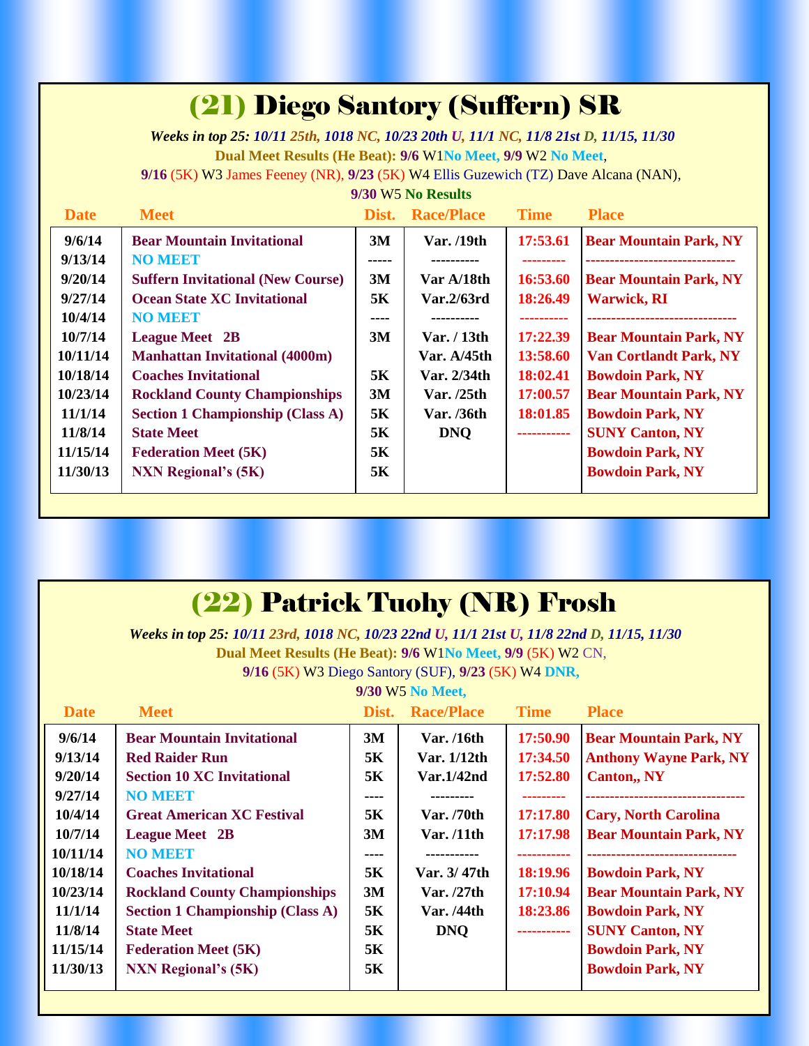# (21) Diego Santory (Suffern) SR

***Weeks in top 25:*** *10/11 25th, 1018 NC, 10/23 20th U, 11/1 NC, 11/8 21st D, 11/15, 11/30*

**Dual Meet Results (He Beat): 9/6** W1**No Meet, 9/9** W2 **No Meet**,

**9/16** (5K) W3 James Feeney (NR), **9/23** (5K) W4 Ellis Guzewich (TZ) Dave Alcana (NAN),

**9/30** W5 **No Results**

| Date | Meet | Dist. | Race/Place | Time | Place |
|---|---|---|---|---|---|
| 9/6/14 | Bear Mountain Invitational | 3M | Var. /19th | 17:53.61 | Bear Mountain Park, NY |
| 9/13/14 | NO MEET | ----- | ---------- | --------- | ------------------------------ |
| 9/20/14 | Suffern Invitational (New Course) | 3M | Var A/18th | 16:53.60 | Bear Mountain Park, NY |
| 9/27/14 | Ocean State XC Invitational | 5K | Var.2/63rd | 18:26.49 | Warwick, RI |
| 10/4/14 | NO MEET | ---- | ---------- | ---------- | ------------------------------ |
| 10/7/14 | League Meet 2B | 3M | Var. / 13th | 17:22.39 | Bear Mountain Park, NY |
| 10/11/14 | Manhattan Invitational (4000m) | | Var. A/45th | 13:58.60 | Van Cortlandt Park, NY |
| 10/18/14 | Coaches Invitational | 5K | Var. 2/34th | 18:02.41 | Bowdoin Park, NY |
| 10/23/14 | Rockland County Championships | 3M | Var. /25th | 17:00.57 | Bear Mountain Park, NY |
| 11/1/14 | Section 1 Championship (Class A) | 5K | Var. /36th | 18:01.85 | Bowdoin Park, NY |
| 11/8/14 | State Meet | 5K | DNQ | ----------- | SUNY Canton, NY |
| 11/15/14 | Federation Meet (5K) | 5K | | | Bowdoin Park, NY |
| 11/30/13 | NXN Regional's (5K) | 5K | | | Bowdoin Park, NY |

# (22) Patrick Tuohy (NR) Frosh

***Weeks in top 25:*** *10/11 23rd, 1018 NC, 10/23 22nd U, 11/1 21st U, 11/8 22nd D, 11/15, 11/30*

**Dual Meet Results (He Beat): 9/6** W1**No Meet, 9/9** (5K) W2 CN,

**9/16** (5K) W3 Diego Santory (SUF), **9/23** (5K) W4 **DNR,**

**9/30** W5 **No Meet,**

| Date | Meet | Dist. | Race/Place | Time | Place |
|---|---|---|---|---|---|
| 9/6/14 | Bear Mountain Invitational | 3M | Var. /16th | 17:50.90 | Bear Mountain Park, NY |
| 9/13/14 | Red Raider Run | 5K | Var. 1/12th | 17:34.50 | Anthony Wayne Park, NY |
| 9/20/14 | Section 10 XC Invitational | 5K | Var.1/42nd | 17:52.80 | Canton,, NY |
| 9/27/14 | NO MEET | ---- | --------- | --------- | -------------------------------- |
| 10/4/14 | Great American XC Festival | 5K | Var. /70th | 17:17.80 | Cary, North Carolina |
| 10/7/14 | League Meet 2B | 3M | Var. /11th | 17:17.98 | Bear Mountain Park, NY |
| 10/11/14 | NO MEET | ---- | ----------- | ----------- | ------------------------------ |
| 10/18/14 | Coaches Invitational | 5K | Var. 3/ 47th | 18:19.96 | Bowdoin Park, NY |
| 10/23/14 | Rockland County Championships | 3M | Var. /27th | 17:10.94 | Bear Mountain Park, NY |
| 11/1/14 | Section 1 Championship (Class A) | 5K | Var. /44th | 18:23.86 | Bowdoin Park, NY |
| 11/8/14 | State Meet | 5K | DNQ | ----------- | SUNY Canton, NY |
| 11/15/14 | Federation Meet (5K) | 5K | | | Bowdoin Park, NY |
| 11/30/13 | NXN Regional's (5K) | 5K | | | Bowdoin Park, NY |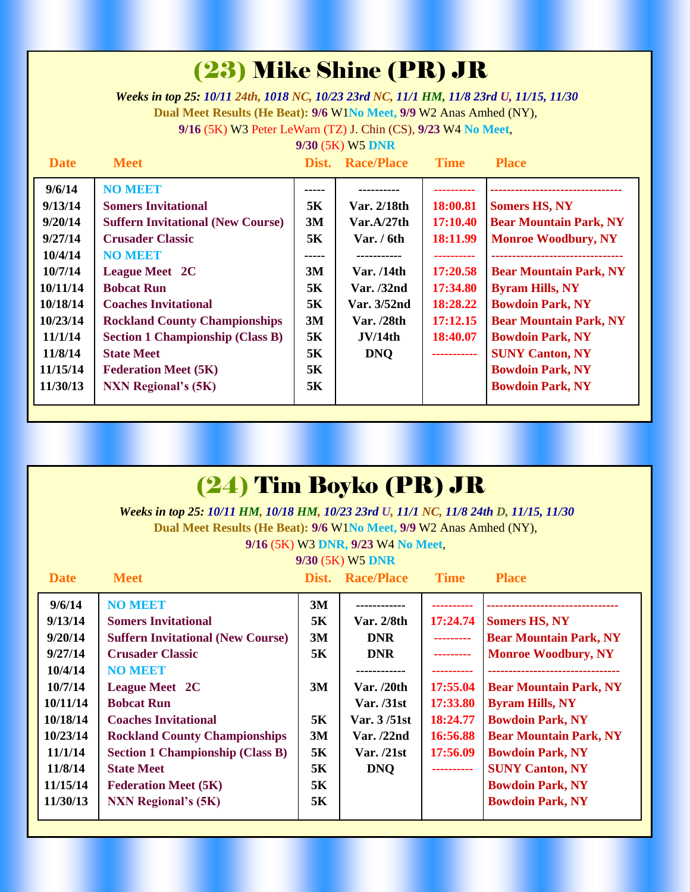# (23) Mike Shine (PR) JR

***Weeks in top 25:*** *10/11 24th, 1018 NC, 10/23 23rd NC, 11/1 HM, 11/8 23rd U, 11/15, 11/30*

**Dual Meet Results (He Beat): 9/6** W1**No Meet, 9/9** W2 Anas Amhed (NY),

**9/16** (5K) W3 Peter LeWarn (TZ) J. Chin (CS), **9/23** W4 **No Meet**,

**9/30** (5K) W5 **DNR**

| Date | Meet | Dist. | Race/Place | Time | Place |
|---|---|---|---|---|---|
| 9/6/14 | NO MEET | ----- | ---------- | ---------- | -------------------------------- |
| 9/13/14 | Somers Invitational | 5K | Var. 2/18th | 18:00.81 | Somers HS, NY |
| 9/20/14 | Suffern Invitational (New Course) | 3M | Var.A/27th | 17:10.40 | Bear Mountain Park, NY |
| 9/27/14 | Crusader Classic | 5K | Var. / 6th | 18:11.99 | Monroe Woodbury, NY |
| 10/4/14 | NO MEET | ----- | ----------- | ---------- | -------------------------------- |
| 10/7/14 | League Meet 2C | 3M | Var. /14th | 17:20.58 | Bear Mountain Park, NY |
| 10/11/14 | Bobcat Run | 5K | Var. /32nd | 17:34.80 | Byram Hills, NY |
| 10/18/14 | Coaches Invitational | 5K | Var. 3/52nd | 18:28.22 | Bowdoin Park, NY |
| 10/23/14 | Rockland County Championships | 3M | Var. /28th | 17:12.15 | Bear Mountain Park, NY |
| 11/1/14 | Section 1 Championship (Class B) | 5K | JV/14th | 18:40.07 | Bowdoin Park, NY |
| 11/8/14 | State Meet | 5K | DNQ | ----------- | SUNY Canton, NY |
| 11/15/14 | Federation Meet (5K) | 5K | | | Bowdoin Park, NY |
| 11/30/13 | NXN Regional's (5K) | 5K | | | Bowdoin Park, NY |

# (24) Tim Boyko (PR) JR

***Weeks in top 25:*** *10/11 HM, 10/18 HM, 10/23 23rd U, 11/1 NC, 11/8 24th D, 11/15, 11/30*

**Dual Meet Results (He Beat): 9/6** W1**No Meet, 9/9** W2 Anas Amhed (NY),

**9/16** (5K) W3 **DNR, 9/23** W4 **No Meet**,

**9/30** (5K) W5 **DNR**

| Date | Meet | Dist. | Race/Place | Time | Place |
|---|---|---|---|---|---|
| 9/6/14 | NO MEET | 3M | ------------ | ---------- | -------------------------------- |
| 9/13/14 | Somers Invitational | 5K | Var. 2/8th | 17:24.74 | Somers HS, NY |
| 9/20/14 | Suffern Invitational (New Course) | 3M | DNR | --------- | Bear Mountain Park, NY |
| 9/27/14 | Crusader Classic | 5K | DNR | --------- | Monroe Woodbury, NY |
| 10/4/14 | NO MEET | | ------------ | ---------- | -------------------------------- |
| 10/7/14 | League Meet 2C | 3M | Var. /20th | 17:55.04 | Bear Mountain Park, NY |
| 10/11/14 | Bobcat Run | | Var. /31st | 17:33.80 | Byram Hills, NY |
| 10/18/14 | Coaches Invitational | 5K | Var. 3 /51st | 18:24.77 | Bowdoin Park, NY |
| 10/23/14 | Rockland County Championships | 3M | Var. /22nd | 16:56.88 | Bear Mountain Park, NY |
| 11/1/14 | Section 1 Championship (Class B) | 5K | Var. /21st | 17:56.09 | Bowdoin Park, NY |
| 11/8/14 | State Meet | 5K | DNQ | ---------- | SUNY Canton, NY |
| 11/15/14 | Federation Meet (5K) | 5K | | | Bowdoin Park, NY |
| 11/30/13 | NXN Regional's (5K) | 5K | | | Bowdoin Park, NY |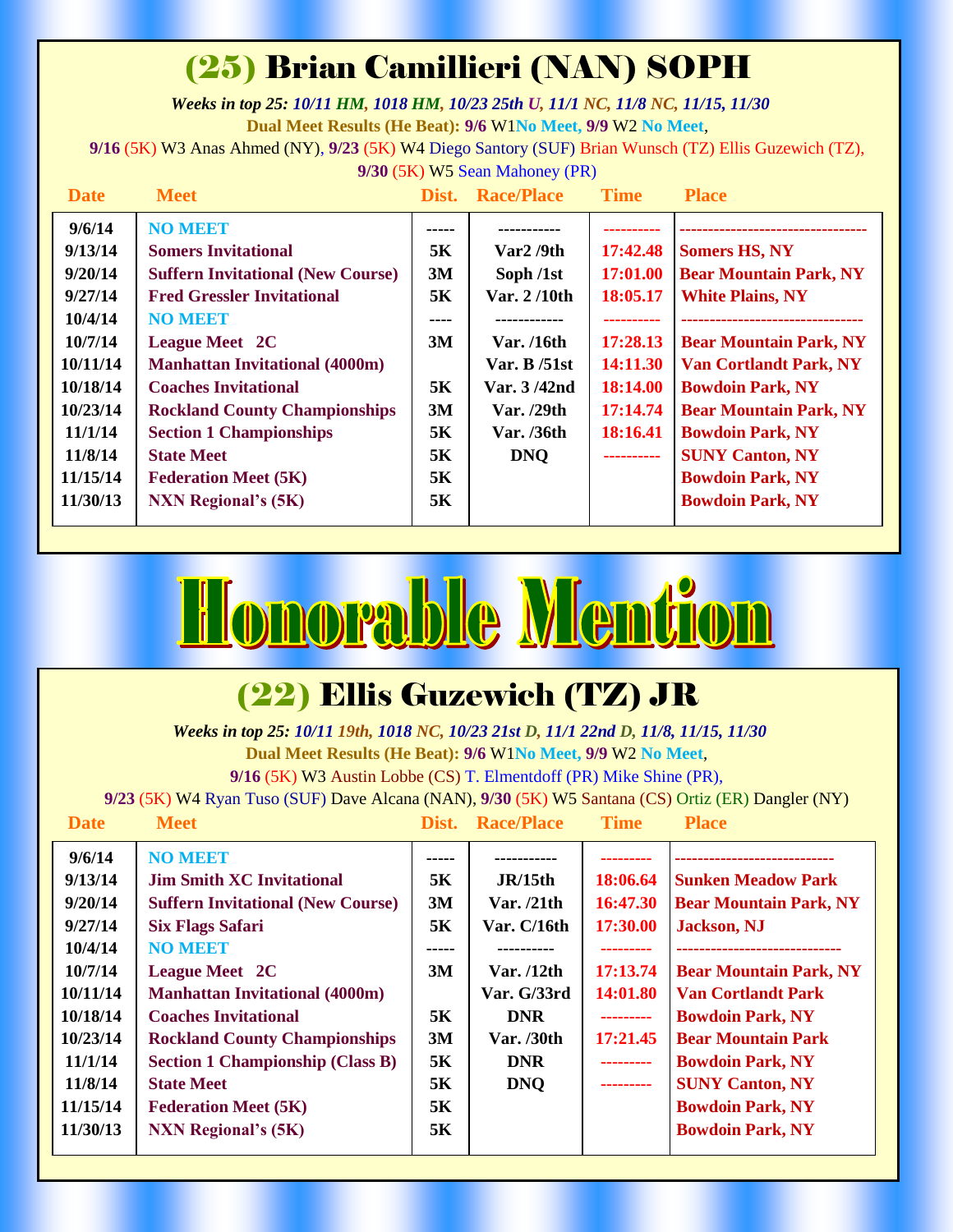## (25) Brian Camillieri (NAN) SOPH

***Weeks in top 25: 10/11 HM, 1018 HM, 10/23 25th U, 11/1 NC, 11/8 NC, 11/15, 11/30***

**Dual Meet Results (He Beat): 9/6** W1**No Meet, 9/9** W2 **No Meet**,
**9/16** (5K) W3 Anas Ahmed (NY), **9/23** (5K) W4 Diego Santory (SUF) Brian Wunsch (TZ) Ellis Guzewich (TZ),
**9/30** (5K) W5 Sean Mahoney (PR)

| Date | Meet | Dist. | Race/Place | Time | Place |
|---|---|---|---|---|---|
| 9/6/14 | NO MEET | ----- | ----------- | ---------- | --------------------------------- |
| 9/13/14 | Somers Invitational | 5K | Var2 /9th | 17:42.48 | Somers HS, NY |
| 9/20/14 | Suffern Invitational (New Course) | 3M | Soph /1st | 17:01.00 | Bear Mountain Park, NY |
| 9/27/14 | Fred Gressler Invitational | 5K | Var. 2 /10th | 18:05.17 | White Plains, NY |
| 10/4/14 | NO MEET | ---- | ------------ | ---------- | -------------------------------- |
| 10/7/14 | League Meet 2C | 3M | Var. /16th | 17:28.13 | Bear Mountain Park, NY |
| 10/11/14 | Manhattan Invitational (4000m) | | Var. B /51st | 14:11.30 | Van Cortlandt Park, NY |
| 10/18/14 | Coaches Invitational | 5K | Var. 3 /42nd | 18:14.00 | Bowdoin Park, NY |
| 10/23/14 | Rockland County Championships | 3M | Var. /29th | 17:14.74 | Bear Mountain Park, NY |
| 11/1/14 | Section 1 Championships | 5K | Var. /36th | 18:16.41 | Bowdoin Park, NY |
| 11/8/14 | State Meet | 5K | DNQ | ---------- | SUNY Canton, NY |
| 11/15/14 | Federation Meet (5K) | 5K | | | Bowdoin Park, NY |
| 11/30/13 | NXN Regional's (5K) | 5K | | | Bowdoin Park, NY |

# Honorable Mention

## (22) Ellis Guzewich (TZ) JR

***Weeks in top 25: 10/11 19th, 1018 NC, 10/23 21st D, 11/1 22nd D, 11/8, 11/15, 11/30***

**Dual Meet Results (He Beat): 9/6** W1**No Meet, 9/9** W2 **No Meet**,
**9/16** (5K) W3 Austin Lobbe (CS) T. Elmentdoff (PR) Mike Shine (PR),
**9/23** (5K) W4 Ryan Tuso (SUF) Dave Alcana (NAN), **9/30** (5K) W5 Santana (CS) Ortiz (ER) Dangler (NY)

| Date | Meet | Dist. | Race/Place | Time | Place |
|---|---|---|---|---|---|
| 9/6/14 | NO MEET | ----- | ----------- | --------- | ---------------------------- |
| 9/13/14 | Jim Smith XC Invitational | 5K | JR/15th | 18:06.64 | Sunken Meadow Park |
| 9/20/14 | Suffern Invitational (New Course) | 3M | Var. /21th | 16:47.30 | Bear Mountain Park, NY |
| 9/27/14 | Six Flags Safari | 5K | Var. C/16th | 17:30.00 | Jackson, NJ |
| 10/4/14 | NO MEET | ----- | ---------- | --------- | ---------------------------- |
| 10/7/14 | League Meet 2C | 3M | Var. /12th | 17:13.74 | Bear Mountain Park, NY |
| 10/11/14 | Manhattan Invitational (4000m) | | Var. G/33rd | 14:01.80 | Van Cortlandt Park |
| 10/18/14 | Coaches Invitational | 5K | DNR | --------- | Bowdoin Park, NY |
| 10/23/14 | Rockland County Championships | 3M | Var. /30th | 17:21.45 | Bear Mountain Park |
| 11/1/14 | Section 1 Championship (Class B) | 5K | DNR | --------- | Bowdoin Park, NY |
| 11/8/14 | State Meet | 5K | DNQ | --------- | SUNY Canton, NY |
| 11/15/14 | Federation Meet (5K) | 5K | | | Bowdoin Park, NY |
| 11/30/13 | NXN Regional's (5K) | 5K | | | Bowdoin Park, NY |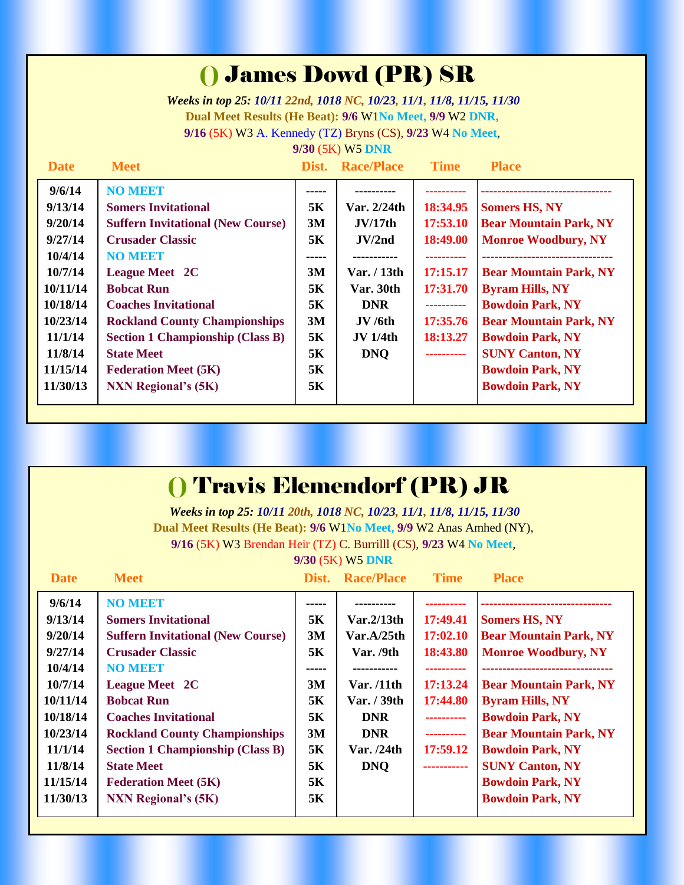# () James Dowd (PR) SR

***Weeks in top 25:** 10/11 22nd, 1018 NC, 10/23, 11/1, 11/8, 11/15, 11/30*

**Dual Meet Results (He Beat):** **9/6** W1 **No Meet,** **9/9** W2 **DNR,**
**9/16** (5K) W3 A. Kennedy (TZ) Bryns (CS), **9/23** W4 **No Meet**,
**9/30** (5K) W5 **DNR**

| Date | Meet | Dist. | Race/Place | Time | Place |
|---|---|---|---|---|---|
| 9/6/14 | NO MEET | ----- | ---------- | ---------- | -------------------------------- |
| 9/13/14 | Somers Invitational | 5K | Var. 2/24th | 18:34.95 | Somers HS, NY |
| 9/20/14 | Suffern Invitational (New Course) | 3M | JV/17th | 17:53.10 | Bear Mountain Park, NY |
| 9/27/14 | Crusader Classic | 5K | JV/2nd | 18:49.00 | Monroe Woodbury, NY |
| 10/4/14 | NO MEET | ----- | ----------- | ---------- | -------------------------------- |
| 10/7/14 | League Meet 2C | 3M | Var. / 13th | 17:15.17 | Bear Mountain Park, NY |
| 10/11/14 | Bobcat Run | 5K | Var. 30th | 17:31.70 | Byram Hills, NY |
| 10/18/14 | Coaches Invitational | 5K | DNR | ---------- | Bowdoin Park, NY |
| 10/23/14 | Rockland County Championships | 3M | JV /6th | 17:35.76 | Bear Mountain Park, NY |
| 11/1/14 | Section 1 Championship (Class B) | 5K | JV 1/4th | 18:13.27 | Bowdoin Park, NY |
| 11/8/14 | State Meet | 5K | DNQ | ---------- | SUNY Canton, NY |
| 11/15/14 | Federation Meet (5K) | 5K | | | Bowdoin Park, NY |
| 11/30/13 | NXN Regional's (5K) | 5K | | | Bowdoin Park, NY |

# () Travis Elemendorf (PR) JR

***Weeks in top 25:** 10/11 20th, 1018 NC, 10/23, 11/1, 11/8, 11/15, 11/30*

**Dual Meet Results (He Beat):** **9/6** W1 **No Meet,** **9/9** W2 Anas Amhed (NY),
**9/16** (5K) W3 Brendan Heir (TZ) C. Burrilll (CS), **9/23** W4 **No Meet**,
**9/30** (5K) W5 **DNR**

| Date | Meet | Dist. | Race/Place | Time | Place |
|---|---|---|---|---|---|
| 9/6/14 | NO MEET | ----- | ---------- | ---------- | -------------------------------- |
| 9/13/14 | Somers Invitational | 5K | Var.2/13th | 17:49.41 | Somers HS, NY |
| 9/20/14 | Suffern Invitational (New Course) | 3M | Var.A/25th | 17:02.10 | Bear Mountain Park, NY |
| 9/27/14 | Crusader Classic | 5K | Var. /9th | 18:43.80 | Monroe Woodbury, NY |
| 10/4/14 | NO MEET | ----- | ----------- | ---------- | -------------------------------- |
| 10/7/14 | League Meet 2C | 3M | Var. /11th | 17:13.24 | Bear Mountain Park, NY |
| 10/11/14 | Bobcat Run | 5K | Var. / 39th | 17:44.80 | Byram Hills, NY |
| 10/18/14 | Coaches Invitational | 5K | DNR | ---------- | Bowdoin Park, NY |
| 10/23/14 | Rockland County Championships | 3M | DNR | ---------- | Bear Mountain Park, NY |
| 11/1/14 | Section 1 Championship (Class B) | 5K | Var. /24th | 17:59.12 | Bowdoin Park, NY |
| 11/8/14 | State Meet | 5K | DNQ | ----------- | SUNY Canton, NY |
| 11/15/14 | Federation Meet (5K) | 5K | | | Bowdoin Park, NY |
| 11/30/13 | NXN Regional's (5K) | 5K | | | Bowdoin Park, NY |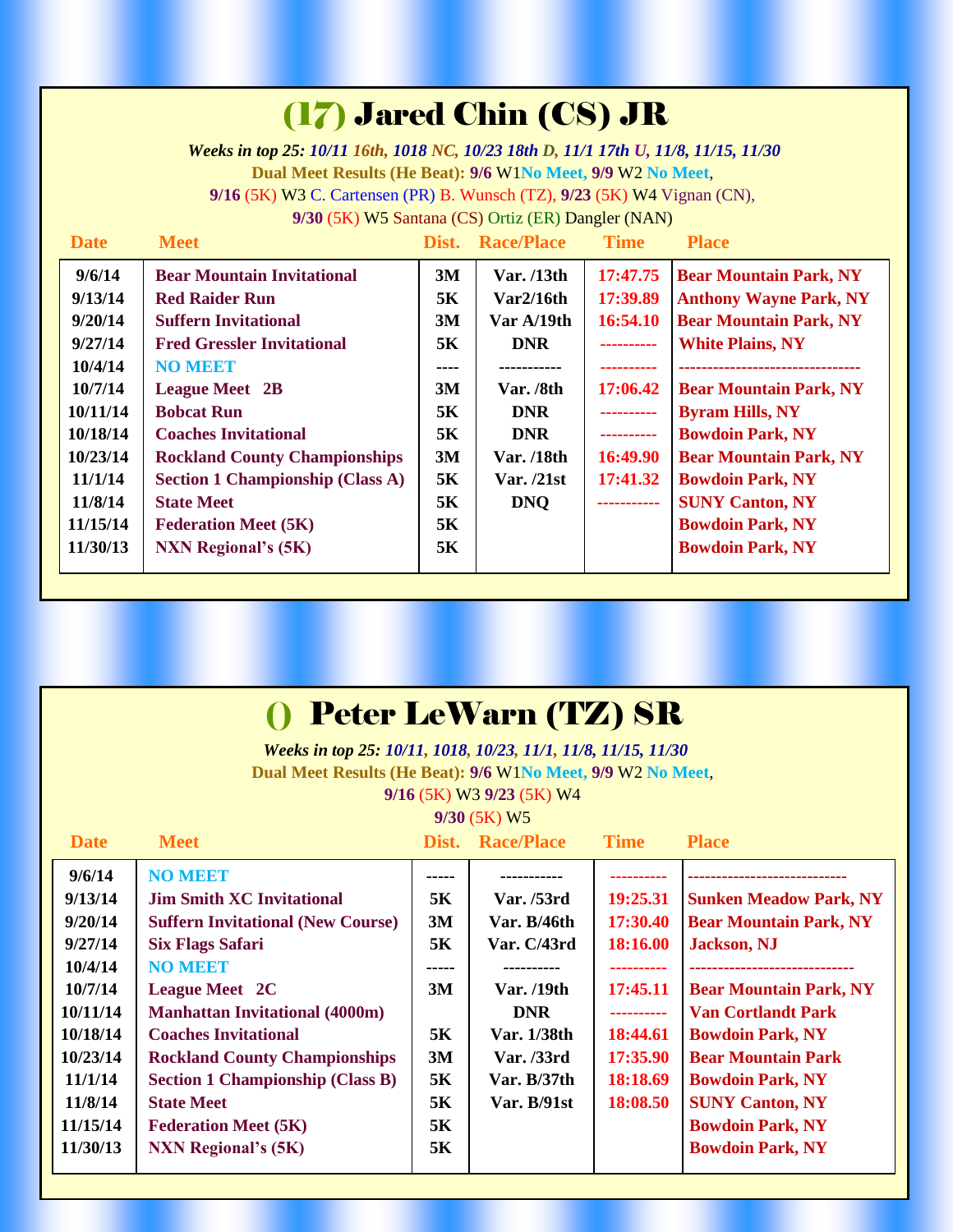# (17) Jared Chin (CS) JR

***Weeks in top 25:** 10/11 16th, 1018 NC, 10/23 18th D, 11/1 17th U, 11/8, 11/15, 11/30*

**Dual Meet Results (He Beat): 9/6** W1**No Meet, 9/9** W2 **No Meet**,

**9/16** (5K) W3 C. Cartensen (PR) B. Wunsch (TZ), **9/23** (5K) W4 Vignan (CN),

**9/30** (5K) W5 Santana (CS) Ortiz (ER) Dangler (NAN)

| Date | Meet | Dist. | Race/Place | Time | Place |
|---|---|---|---|---|---|
| 9/6/14 | Bear Mountain Invitational | 3M | Var. /13th | 17:47.75 | Bear Mountain Park, NY |
| 9/13/14 | Red Raider Run | 5K | Var2/16th | 17:39.89 | Anthony Wayne Park, NY |
| 9/20/14 | Suffern Invitational | 3M | Var A/19th | 16:54.10 | Bear Mountain Park, NY |
| 9/27/14 | Fred Gressler Invitational | 5K | DNR | ---------- | White Plains, NY |
| 10/4/14 | NO MEET | ---- | ----------- | ---------- | -------------------------------- |
| 10/7/14 | League Meet 2B | 3M | Var. /8th | 17:06.42 | Bear Mountain Park, NY |
| 10/11/14 | Bobcat Run | 5K | DNR | ---------- | Byram Hills, NY |
| 10/18/14 | Coaches Invitational | 5K | DNR | ---------- | Bowdoin Park, NY |
| 10/23/14 | Rockland County Championships | 3M | Var. /18th | 16:49.90 | Bear Mountain Park, NY |
| 11/1/14 | Section 1 Championship (Class A) | 5K | Var. /21st | 17:41.32 | Bowdoin Park, NY |
| 11/8/14 | State Meet | 5K | DNQ | ----------- | SUNY Canton, NY |
| 11/15/14 | Federation Meet (5K) | 5K | | | Bowdoin Park, NY |
| 11/30/13 | NXN Regional's (5K) | 5K | | | Bowdoin Park, NY |

# () Peter LeWarn (TZ) SR

***Weeks in top 25:** 10/11, 1018, 10/23, 11/1, 11/8, 11/15, 11/30*

**Dual Meet Results (He Beat): 9/6** W1**No Meet, 9/9** W2 **No Meet**,

**9/16** (5K) W3 **9/23** (5K) W4

**9/30** (5K) W5

| Date | Meet | Dist. | Race/Place | Time | Place |
|---|---|---|---|---|---|
| 9/6/14 | NO MEET | ----- | ----------- | ---------- | ---------------------------- |
| 9/13/14 | Jim Smith XC Invitational | 5K | Var. /53rd | 19:25.31 | Sunken Meadow Park, NY |
| 9/20/14 | Suffern Invitational (New Course) | 3M | Var. B/46th | 17:30.40 | Bear Mountain Park, NY |
| 9/27/14 | Six Flags Safari | 5K | Var. C/43rd | 18:16.00 | Jackson, NJ |
| 10/4/14 | NO MEET | ----- | ---------- | ---------- | ----------------------------- |
| 10/7/14 | League Meet 2C | 3M | Var. /19th | 17:45.11 | Bear Mountain Park, NY |
| 10/11/14 | Manhattan Invitational (4000m) | | DNR | ---------- | Van Cortlandt Park |
| 10/18/14 | Coaches Invitational | 5K | Var. 1/38th | 18:44.61 | Bowdoin Park, NY |
| 10/23/14 | Rockland County Championships | 3M | Var. /33rd | 17:35.90 | Bear Mountain Park |
| 11/1/14 | Section 1 Championship (Class B) | 5K | Var. B/37th | 18:18.69 | Bowdoin Park, NY |
| 11/8/14 | State Meet | 5K | Var. B/91st | 18:08.50 | SUNY Canton, NY |
| 11/15/14 | Federation Meet (5K) | 5K | | | Bowdoin Park, NY |
| 11/30/13 | NXN Regional's (5K) | 5K | | | Bowdoin Park, NY |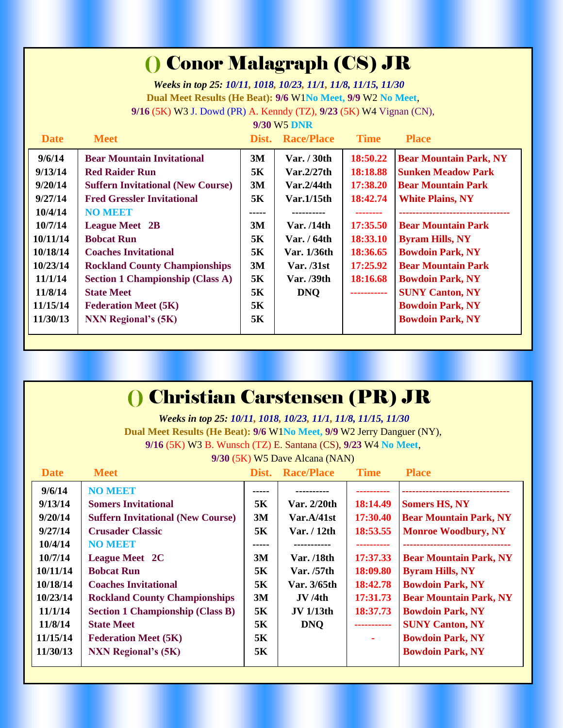## () Conor Malagraph (CS) JR

***Weeks in top 25: 10/11, 1018, 10/23, 11/1, 11/8, 11/15, 11/30***

**Dual Meet Results (He Beat): 9/6** W1**No Meet, 9/9** W2 **No Meet**,

**9/16** (5K) W3 J. Dowd (PR) A. Kenndy (TZ), **9/23** (5K) W4 Vignan (CN),

**9/30** W5 **DNR**

| Date | Meet | Dist. | Race/Place | Time | Place |
|---|---|---|---|---|---|
| 9/6/14 | Bear Mountain Invitational | 3M | Var. / 30th | 18:50.22 | Bear Mountain Park, NY |
| 9/13/14 | Red Raider Run | 5K | Var.2/27th | 18:18.88 | Sunken Meadow Park |
| 9/20/14 | Suffern Invitational (New Course) | 3M | Var.2/44th | 17:38.20 | Bear Mountain Park |
| 9/27/14 | Fred Gressler Invitational | 5K | Var.1/15th | 18:42.74 | White Plains, NY |
| 10/4/14 | NO MEET | ----- | ---------- | -------- | -------------------------------- |
| 10/7/14 | League Meet 2B | 3M | Var. /14th | 17:35.50 | Bear Mountain Park |
| 10/11/14 | Bobcat Run | 5K | Var. / 64th | 18:33.10 | Byram Hills, NY |
| 10/18/14 | Coaches Invitational | 5K | Var. 1/36th | 18:36.65 | Bowdoin Park, NY |
| 10/23/14 | Rockland County Championships | 3M | Var. /31st | 17:25.92 | Bear Mountain Park |
| 11/1/14 | Section 1 Championship (Class A) | 5K | Var. /39th | 18:16.68 | Bowdoin Park, NY |
| 11/8/14 | State Meet | 5K | DNQ | ----------- | SUNY Canton, NY |
| 11/15/14 | Federation Meet (5K) | 5K | | | Bowdoin Park, NY |
| 11/30/13 | NXN Regional's (5K) | 5K | | | Bowdoin Park, NY |

## () Christian Carstensen (PR) JR

***Weeks in top 25: 10/11, 1018, 10/23, 11/1, 11/8, 11/15, 11/30***

**Dual Meet Results (He Beat): 9/6** W1**No Meet, 9/9** W2 Jerry Danguer (NY),

**9/16** (5K) W3 B. Wunsch (TZ) E. Santana (CS), **9/23** W4 **No Meet**,

**9/30** (5K) W5 Dave Alcana (NAN)

| Date | Meet | Dist. | Race/Place | Time | Place |
|---|---|---|---|---|---|
| 9/6/14 | NO MEET | ----- | ---------- | ---------- | -------------------------------- |
| 9/13/14 | Somers Invitational | 5K | Var. 2/20th | 18:14.49 | Somers HS, NY |
| 9/20/14 | Suffern Invitational (New Course) | 3M | Var.A/41st | 17:30.40 | Bear Mountain Park, NY |
| 9/27/14 | Crusader Classic | 5K | Var. / 12th | 18:53.55 | Monroe Woodbury, NY |
| 10/4/14 | NO MEET | ----- | ----------- | ---------- | -------------------------------- |
| 10/7/14 | League Meet 2C | 3M | Var. /18th | 17:37.33 | Bear Mountain Park, NY |
| 10/11/14 | Bobcat Run | 5K | Var. /57th | 18:09.80 | Byram Hills, NY |
| 10/18/14 | Coaches Invitational | 5K | Var. 3/65th | 18:42.78 | Bowdoin Park, NY |
| 10/23/14 | Rockland County Championships | 3M | JV /4th | 17:31.73 | Bear Mountain Park, NY |
| 11/1/14 | Section 1 Championship (Class B) | 5K | JV 1/13th | 18:37.73 | Bowdoin Park, NY |
| 11/8/14 | State Meet | 5K | DNQ | ----------- | SUNY Canton, NY |
| 11/15/14 | Federation Meet (5K) | 5K | | - | Bowdoin Park, NY |
| 11/30/13 | NXN Regional's (5K) | 5K | | | Bowdoin Park, NY |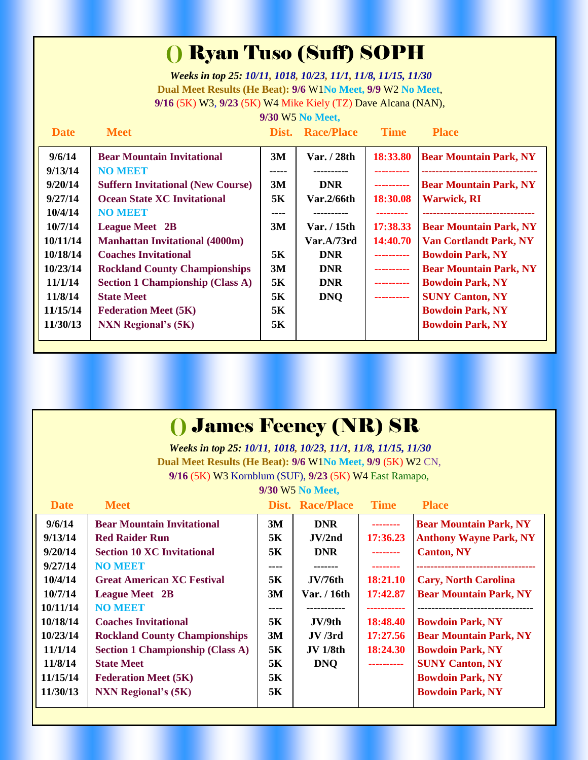# () Ryan Tuso (Suff) SOPH

***Weeks in top 25: 10/11, 1018, 10/23, 11/1, 11/8, 11/15, 11/30***

**Dual Meet Results (He Beat): 9/6** W1 **No Meet, 9/9** W2 **No Meet**,

**9/16** (5K) W3, **9/23** (5K) W4 Mike Kiely (TZ) Dave Alcana (NAN),

**9/30** W5 **No Meet,**

| Date | Meet | Dist. | Race/Place | Time | Place |
|---|---|---|---|---|---|
| 9/6/14 | Bear Mountain Invitational | 3M | Var. / 28th | 18:33.80 | Bear Mountain Park, NY |
| 9/13/14 | NO MEET | ----- | ---------- | ---------- | --------------------------------- |
| 9/20/14 | Suffern Invitational (New Course) | 3M | DNR | ---------- | Bear Mountain Park, NY |
| 9/27/14 | Ocean State XC Invitational | 5K | Var.2/66th | 18:30.08 | Warwick, RI |
| 10/4/14 | NO MEET | ---- | ---------- | --------- | -------------------------------- |
| 10/7/14 | League Meet 2B | 3M | Var. / 15th | 17:38.33 | Bear Mountain Park, NY |
| 10/11/14 | Manhattan Invitational (4000m) | | Var.A/73rd | 14:40.70 | Van Cortlandt Park, NY |
| 10/18/14 | Coaches Invitational | 5K | DNR | ---------- | Bowdoin Park, NY |
| 10/23/14 | Rockland County Championships | 3M | DNR | ---------- | Bear Mountain Park, NY |
| 11/1/14 | Section 1 Championship (Class A) | 5K | DNR | ---------- | Bowdoin Park, NY |
| 11/8/14 | State Meet | 5K | DNQ | ---------- | SUNY Canton, NY |
| 11/15/14 | Federation Meet (5K) | 5K | | | Bowdoin Park, NY |
| 11/30/13 | NXN Regional's (5K) | 5K | | | Bowdoin Park, NY |

# () James Feeney (NR) SR

***Weeks in top 25: 10/11, 1018, 10/23, 11/1, 11/8, 11/15, 11/30***

**Dual Meet Results (He Beat): 9/6** W1 **No Meet, 9/9** (5K) W2 CN,

**9/16** (5K) W3 Kornblum (SUF), **9/23** (5K) W4 East Ramapo,

**9/30** W5 **No Meet,**

| Date | Meet | Dist. | Race/Place | Time | Place |
|---|---|---|---|---|---|
| 9/6/14 | Bear Mountain Invitational | 3M | DNR | -------- | Bear Mountain Park, NY |
| 9/13/14 | Red Raider Run | 5K | JV/2nd | 17:36.23 | Anthony Wayne Park, NY |
| 9/20/14 | Section 10 XC Invitational | 5K | DNR | -------- | Canton, NY |
| 9/27/14 | NO MEET | ---- | ------- | -------- | ---------------------------------- |
| 10/4/14 | Great American XC Festival | 5K | JV/76th | 18:21.10 | Cary, North Carolina |
| 10/7/14 | League Meet 2B | 3M | Var. / 16th | 17:42.87 | Bear Mountain Park, NY |
| 10/11/14 | NO MEET | ---- | ----------- | ----------- | --------------------------------- |
| 10/18/14 | Coaches Invitational | 5K | JV/9th | 18:48.40 | Bowdoin Park, NY |
| 10/23/14 | Rockland County Championships | 3M | JV /3rd | 17:27.56 | Bear Mountain Park, NY |
| 11/1/14 | Section 1 Championship (Class A) | 5K | JV 1/8th | 18:24.30 | Bowdoin Park, NY |
| 11/8/14 | State Meet | 5K | DNQ | ---------- | SUNY Canton, NY |
| 11/15/14 | Federation Meet (5K) | 5K | | | Bowdoin Park, NY |
| 11/30/13 | NXN Regional's (5K) | 5K | | | Bowdoin Park, NY |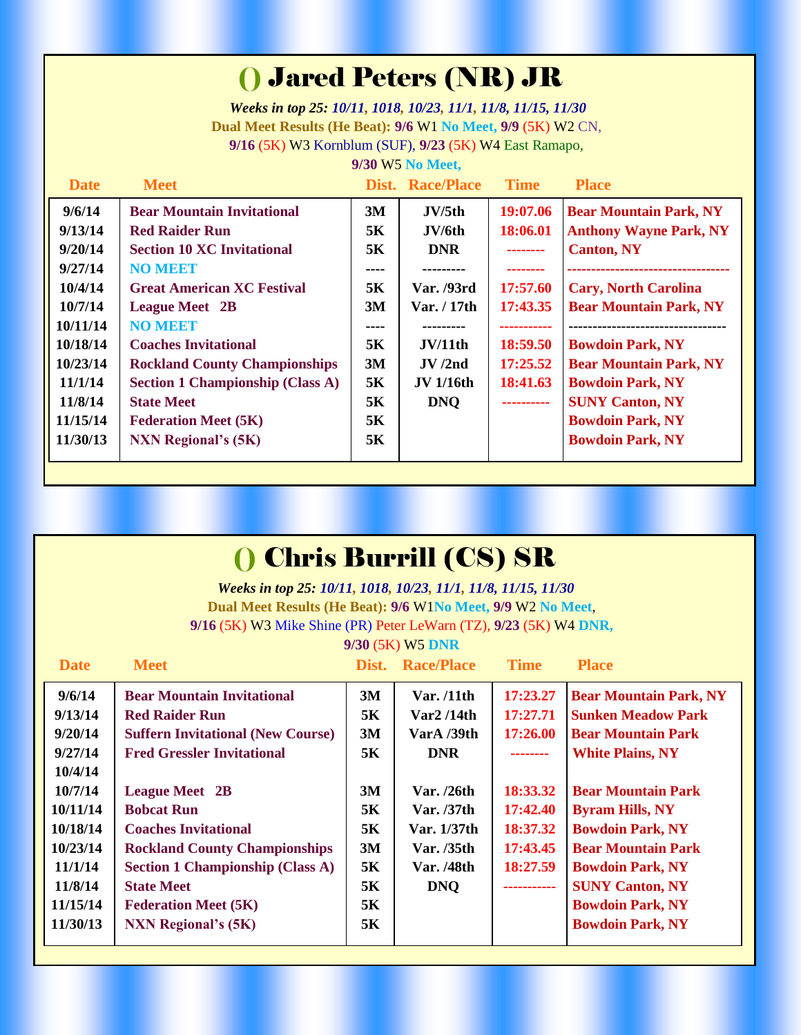# () Jared Peters (NR) JR

***Weeks in top 25:** 10/11, 1018, 10/23, 11/1, 11/8, 11/15, 11/30*

**Dual Meet Results (He Beat): 9/6** W1 **No Meet, 9/9** (5K) W2 CN,
**9/16** (5K) W3 Kornblum (SUF), **9/23** (5K) W4 East Ramapo,
**9/30** W5 **No Meet,**

| Date | Meet | Dist. | Race/Place | Time | Place |
|---|---|---|---|---|---|
| 9/6/14 | Bear Mountain Invitational | 3M | JV/5th | 19:07.06 | Bear Mountain Park, NY |
| 9/13/14 | Red Raider Run | 5K | JV/6th | 18:06.01 | Anthony Wayne Park, NY |
| 9/20/14 | Section 10 XC Invitational | 5K | DNR | -------- | Canton, NY |
| 9/27/14 | NO MEET | ---- | --------- | -------- | ---------------------------------- |
| 10/4/14 | Great American XC Festival | 5K | Var. /93rd | 17:57.60 | Cary, North Carolina |
| 10/7/14 | League Meet 2B | 3M | Var. / 17th | 17:43.35 | Bear Mountain Park, NY |
| 10/11/14 | NO MEET | ---- | --------- | ----------- | --------------------------------- |
| 10/18/14 | Coaches Invitational | 5K | JV/11th | 18:59.50 | Bowdoin Park, NY |
| 10/23/14 | Rockland County Championships | 3M | JV /2nd | 17:25.52 | Bear Mountain Park, NY |
| 11/1/14 | Section 1 Championship (Class A) | 5K | JV 1/16th | 18:41.63 | Bowdoin Park, NY |
| 11/8/14 | State Meet | 5K | DNQ | ---------- | SUNY Canton, NY |
| 11/15/14 | Federation Meet (5K) | 5K | | | Bowdoin Park, NY |
| 11/30/13 | NXN Regional's (5K) | 5K | | | Bowdoin Park, NY |

# () Chris Burrill (CS) SR

***Weeks in top 25:** 10/11, 1018, 10/23, 11/1, 11/8, 11/15, 11/30*

**Dual Meet Results (He Beat): 9/6** W1**No Meet, 9/9** W2 **No Meet**,
**9/16** (5K) W3 Mike Shine (PR) Peter LeWarn (TZ), **9/23** (5K) W4 **DNR,**
**9/30** (5K) W5 **DNR**

| Date | Meet | Dist. | Race/Place | Time | Place |
|---|---|---|---|---|---|
| 9/6/14 | Bear Mountain Invitational | 3M | Var. /11th | 17:23.27 | Bear Mountain Park, NY |
| 9/13/14 | Red Raider Run | 5K | Var2 /14th | 17:27.71 | Sunken Meadow Park |
| 9/20/14 | Suffern Invitational (New Course) | 3M | VarA /39th | 17:26.00 | Bear Mountain Park |
| 9/27/14 | Fred Gressler Invitational | 5K | DNR | -------- | White Plains, NY |
| 10/4/14 | | | | | |
| 10/7/14 | League Meet 2B | 3M | Var. /26th | 18:33.32 | Bear Mountain Park |
| 10/11/14 | Bobcat Run | 5K | Var. /37th | 17:42.40 | Byram Hills, NY |
| 10/18/14 | Coaches Invitational | 5K | Var. 1/37th | 18:37.32 | Bowdoin Park, NY |
| 10/23/14 | Rockland County Championships | 3M | Var. /35th | 17:43.45 | Bear Mountain Park |
| 11/1/14 | Section 1 Championship (Class A) | 5K | Var. /48th | 18:27.59 | Bowdoin Park, NY |
| 11/8/14 | State Meet | 5K | DNQ | ----------- | SUNY Canton, NY |
| 11/15/14 | Federation Meet (5K) | 5K | | | Bowdoin Park, NY |
| 11/30/13 | NXN Regional's (5K) | 5K | | | Bowdoin Park, NY |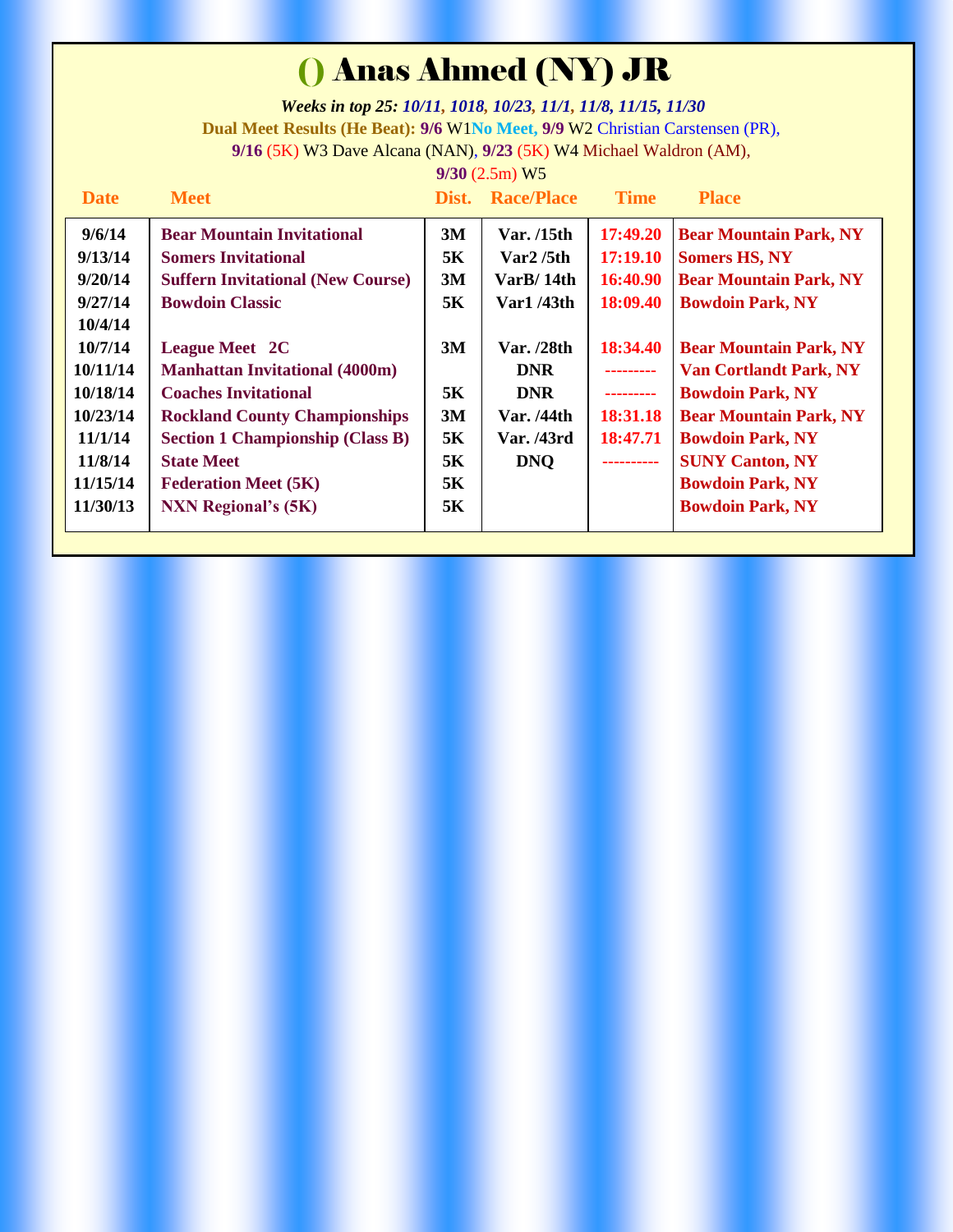# () Anas Ahmed (NY) JR

***Weeks in top 25: 10/11, 1018, 10/23, 11/1, 11/8, 11/15, 11/30***

**Dual Meet Results (He Beat): 9/6** W1**No Meet, 9/9** W2 Christian Carstensen (PR), **9/16** (5K) W3 Dave Alcana (NAN), **9/23** (5K) W4 Michael Waldron (AM), **9/30** (2.5m) W5

| Date | Meet | Dist. | Race/Place | Time | Place |
|---|---|---|---|---|---|
| 9/6/14 | Bear Mountain Invitational | 3M | Var. /15th | 17:49.20 | Bear Mountain Park, NY |
| 9/13/14 | Somers Invitational | 5K | Var2 /5th | 17:19.10 | Somers HS, NY |
| 9/20/14 | Suffern Invitational (New Course) | 3M | VarB/ 14th | 16:40.90 | Bear Mountain Park, NY |
| 9/27/14 | Bowdoin Classic | 5K | Var1 /43th | 18:09.40 | Bowdoin Park, NY |
| 10/4/14 | | | | | |
| 10/7/14 | League Meet 2C | 3M | Var. /28th | 18:34.40 | Bear Mountain Park, NY |
| 10/11/14 | Manhattan Invitational (4000m) | | DNR | --------- | Van Cortlandt Park, NY |
| 10/18/14 | Coaches Invitational | 5K | DNR | --------- | Bowdoin Park, NY |
| 10/23/14 | Rockland County Championships | 3M | Var. /44th | 18:31.18 | Bear Mountain Park, NY |
| 11/1/14 | Section 1 Championship (Class B) | 5K | Var. /43rd | 18:47.71 | Bowdoin Park, NY |
| 11/8/14 | State Meet | 5K | DNQ | ---------- | SUNY Canton, NY |
| 11/15/14 | Federation Meet (5K) | 5K | | | Bowdoin Park, NY |
| 11/30/13 | NXN Regional's (5K) | 5K | | | Bowdoin Park, NY |